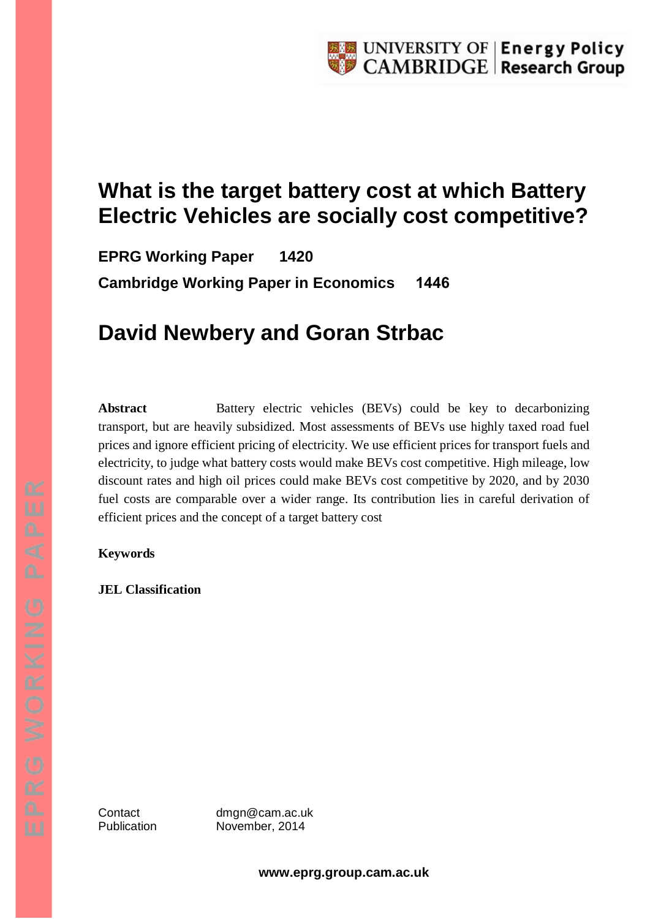UNIVERSITY OF CAMBRIDGE | Energy Policy Research Group

# What is the target battery cost at which Battery Electric Vehicles are socially cost competitive?

**EPRG Working Paper 1420**

**Cambridge Working Paper in Economics 1446**

## David Newbery and Goran Strbac

**Abstract** Battery electric vehicles (BEVs) could be key to decarbonizing transport, but are heavily subsidized. Most assessments of BEVs use highly taxed road fuel prices and ignore efficient pricing of electricity. We use efficient prices for transport fuels and electricity, to judge what battery costs would make BEVs cost competitive. High mileage, low discount rates and high oil prices could make BEVs cost competitive by 2020, and by 2030 fuel costs are comparable over a wider range. Its contribution lies in careful derivation of efficient prices and the concept of a target battery cost

**Keywords**

**JEL Classification**

Contact dmgn@cam.ac.uk
Publication November, 2014

**www.eprg.group.cam.ac.uk**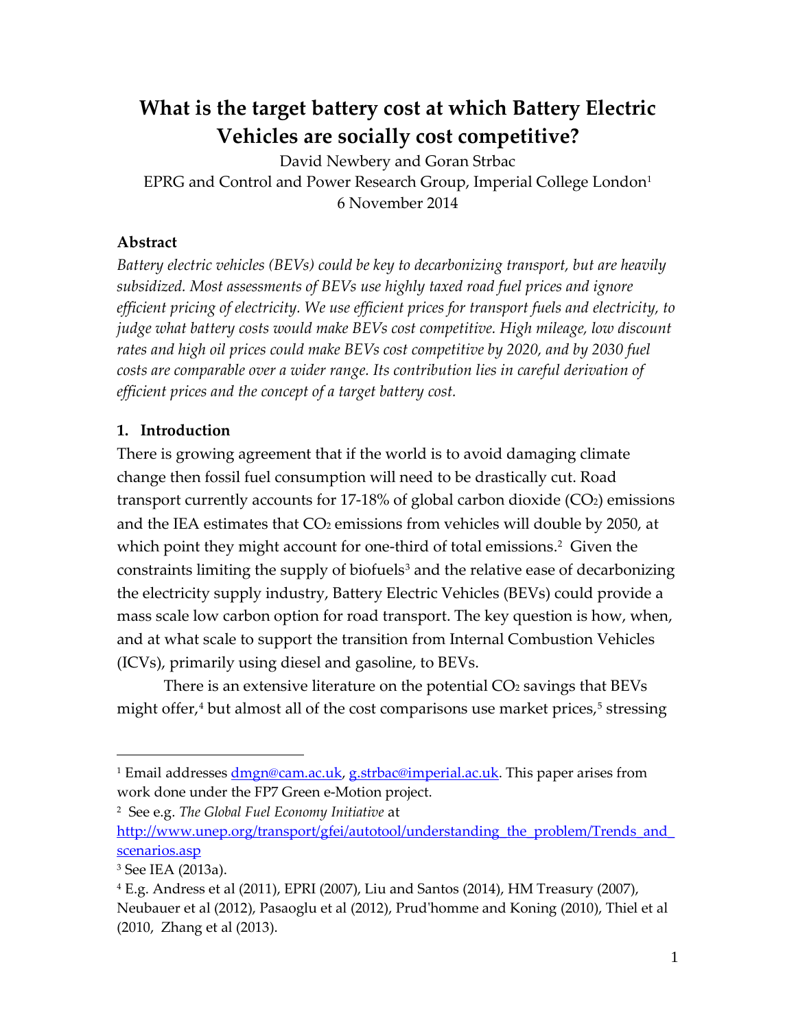# What is the target battery cost at which Battery Electric Vehicles are socially cost competitive?

David Newbery and Goran Strbac

EPRG and Control and Power Research Group, Imperial College London[1]

6 November 2014

### Abstract

*Battery electric vehicles (BEVs) could be key to decarbonizing transport, but are heavily subsidized. Most assessments of BEVs use highly taxed road fuel prices and ignore efficient pricing of electricity. We use efficient prices for transport fuels and electricity, to judge what battery costs would make BEVs cost competitive. High mileage, low discount rates and high oil prices could make BEVs cost competitive by 2020, and by 2030 fuel costs are comparable over a wider range. Its contribution lies in careful derivation of efficient prices and the concept of a target battery cost.*

### 1. Introduction

There is growing agreement that if the world is to avoid damaging climate change then fossil fuel consumption will need to be drastically cut. Road transport currently accounts for 17-18% of global carbon dioxide ($CO_2$) emissions and the IEA estimates that $CO_2$ emissions from vehicles will double by 2050, at which point they might account for one-third of total emissions.[2] Given the constraints limiting the supply of biofuels[3] and the relative ease of decarbonizing the electricity supply industry, Battery Electric Vehicles (BEVs) could provide a mass scale low carbon option for road transport. The key question is how, when, and at what scale to support the transition from Internal Combustion Vehicles (ICVs), primarily using diesel and gasoline, to BEVs.

There is an extensive literature on the potential $CO_2$ savings that BEVs might offer,[4] but almost all of the cost comparisons use market prices,[5] stressing

---

[1] Email addresses dmgn@cam.ac.uk, g.strbac@imperial.ac.uk. This paper arises from work done under the FP7 Green e-Motion project.

[2] See e.g. *The Global Fuel Economy Initiative* at http://www.unep.org/transport/gfei/autotool/understanding_the_problem/Trends_and_scenarios.asp

[3] See IEA (2013a).

[4] E.g. Andress et al (2011), EPRI (2007), Liu and Santos (2014), HM Treasury (2007), Neubauer et al (2012), Pasaoglu et al (2012), Prud'homme and Koning (2010), Thiel et al (2010, Zhang et al (2013).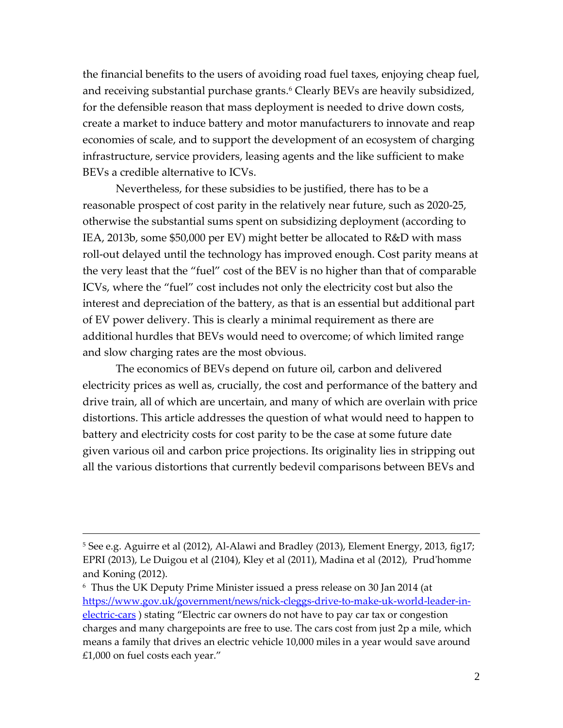the financial benefits to the users of avoiding road fuel taxes, enjoying cheap fuel, and receiving substantial purchase grants.[6] Clearly BEVs are heavily subsidized, for the defensible reason that mass deployment is needed to drive down costs, create a market to induce battery and motor manufacturers to innovate and reap economies of scale, and to support the development of an ecosystem of charging infrastructure, service providers, leasing agents and the like sufficient to make BEVs a credible alternative to ICVs.

Nevertheless, for these subsidies to be justified, there has to be a reasonable prospect of cost parity in the relatively near future, such as 2020-25, otherwise the substantial sums spent on subsidizing deployment (according to IEA, 2013b, some $50,000 per EV) might better be allocated to R&D with mass roll-out delayed until the technology has improved enough. Cost parity means at the very least that the "fuel" cost of the BEV is no higher than that of comparable ICVs, where the "fuel" cost includes not only the electricity cost but also the interest and depreciation of the battery, as that is an essential but additional part of EV power delivery. This is clearly a minimal requirement as there are additional hurdles that BEVs would need to overcome; of which limited range and slow charging rates are the most obvious.

The economics of BEVs depend on future oil, carbon and delivered electricity prices as well as, crucially, the cost and performance of the battery and drive train, all of which are uncertain, and many of which are overlain with price distortions. This article addresses the question of what would need to happen to battery and electricity costs for cost parity to be the case at some future date given various oil and carbon price projections. Its originality lies in stripping out all the various distortions that currently bedevil comparisons between BEVs and

---

[5] See e.g. Aguirre et al (2012), Al-Alawi and Bradley (2013), Element Energy, 2013, fig17; EPRI (2013), Le Duigou et al (2104), Kley et al (2011), Madina et al (2012), Prud'homme and Koning (2012).

[6] Thus the UK Deputy Prime Minister issued a press release on 30 Jan 2014 (at https://www.gov.uk/government/news/nick-cleggs-drive-to-make-uk-world-leader-in-electric-cars ) stating "Electric car owners do not have to pay car tax or congestion charges and many chargepoints are free to use. The cars cost from just 2p a mile, which means a family that drives an electric vehicle 10,000 miles in a year would save around £1,000 on fuel costs each year."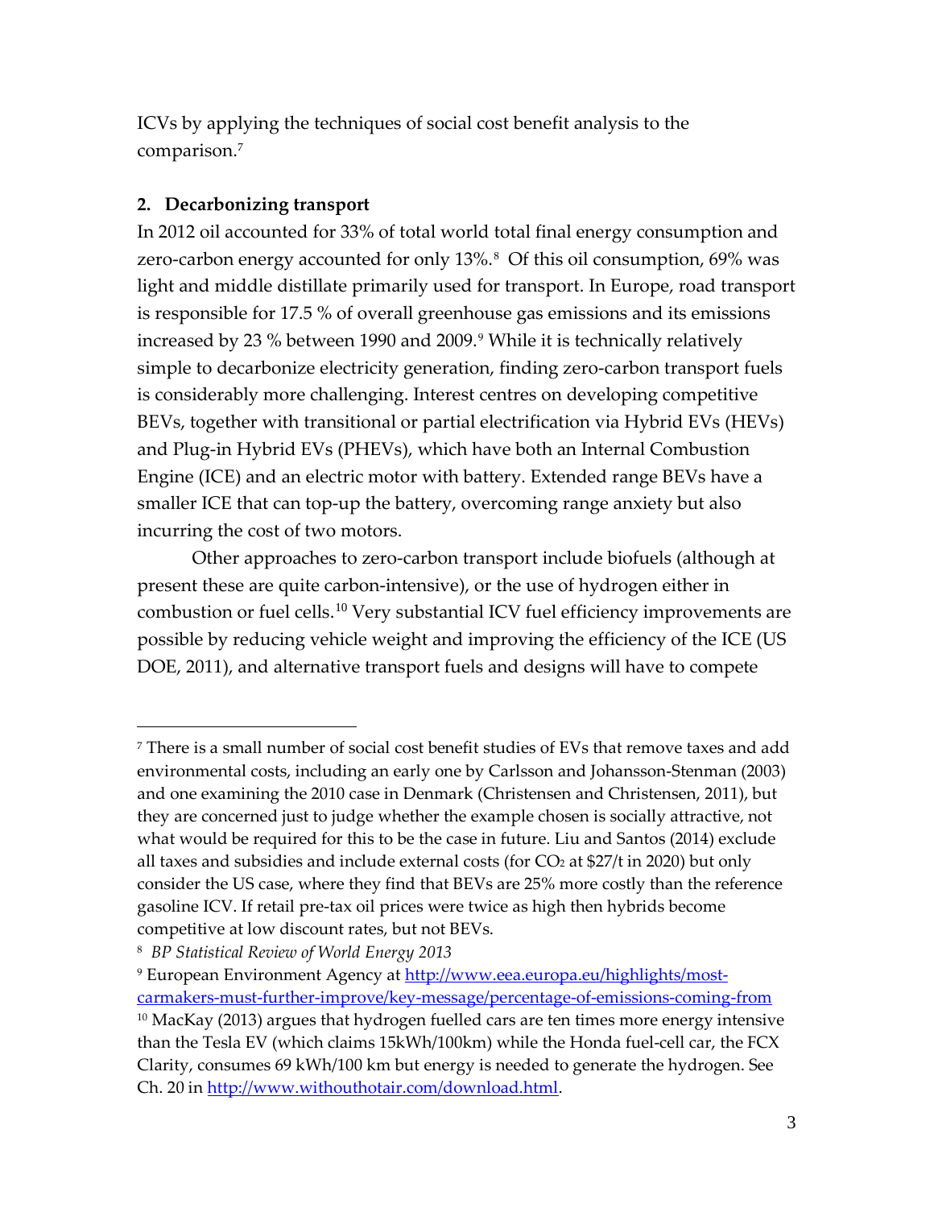ICVs by applying the techniques of social cost benefit analysis to the comparison.[7]

## 2. Decarbonizing transport

In 2012 oil accounted for 33% of total world total final energy consumption and zero-carbon energy accounted for only 13%.[8] Of this oil consumption, 69% was light and middle distillate primarily used for transport. In Europe, road transport is responsible for 17.5 % of overall greenhouse gas emissions and its emissions increased by 23 % between 1990 and 2009.[9] While it is technically relatively simple to decarbonize electricity generation, finding zero-carbon transport fuels is considerably more challenging. Interest centres on developing competitive BEVs, together with transitional or partial electrification via Hybrid EVs (HEVs) and Plug-in Hybrid EVs (PHEVs), which have both an Internal Combustion Engine (ICE) and an electric motor with battery. Extended range BEVs have a smaller ICE that can top-up the battery, overcoming range anxiety but also incurring the cost of two motors.

Other approaches to zero-carbon transport include biofuels (although at present these are quite carbon-intensive), or the use of hydrogen either in combustion or fuel cells.[10] Very substantial ICV fuel efficiency improvements are possible by reducing vehicle weight and improving the efficiency of the ICE (US DOE, 2011), and alternative transport fuels and designs will have to compete

---

[7] There is a small number of social cost benefit studies of EVs that remove taxes and add environmental costs, including an early one by Carlsson and Johansson-Stenman (2003) and one examining the 2010 case in Denmark (Christensen and Christensen, 2011), but they are concerned just to judge whether the example chosen is socially attractive, not what would be required for this to be the case in future. Liu and Santos (2014) exclude all taxes and subsidies and include external costs (for $CO_2$ at $27/t in 2020) but only consider the US case, where they find that BEVs are 25% more costly than the reference gasoline ICV. If retail pre-tax oil prices were twice as high then hybrids become competitive at low discount rates, but not BEVs.

[8] *BP Statistical Review of World Energy 2013*

[9] European Environment Agency at http://www.eea.europa.eu/highlights/most-carmakers-must-further-improve/key-message/percentage-of-emissions-coming-from

[10] MacKay (2013) argues that hydrogen fuelled cars are ten times more energy intensive than the Tesla EV (which claims 15kWh/100km) while the Honda fuel-cell car, the FCX Clarity, consumes 69 kWh/100 km but energy is needed to generate the hydrogen. See Ch. 20 in http://www.withouthotair.com/download.html.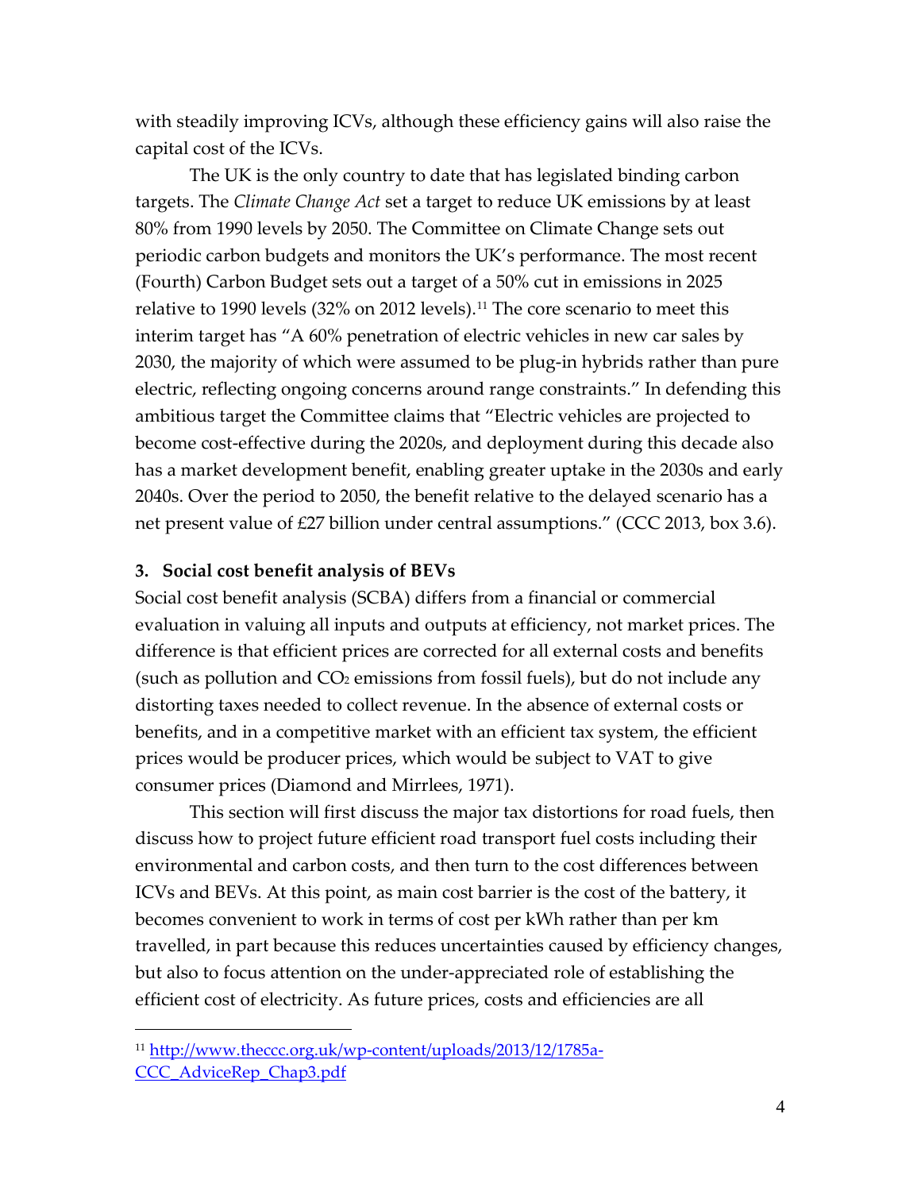with steadily improving ICVs, although these efficiency gains will also raise the capital cost of the ICVs.

The UK is the only country to date that has legislated binding carbon targets. The *Climate Change Act* set a target to reduce UK emissions by at least 80% from 1990 levels by 2050. The Committee on Climate Change sets out periodic carbon budgets and monitors the UK's performance. The most recent (Fourth) Carbon Budget sets out a target of a 50% cut in emissions in 2025 relative to 1990 levels (32% on 2012 levels).[11] The core scenario to meet this interim target has "A 60% penetration of electric vehicles in new car sales by 2030, the majority of which were assumed to be plug-in hybrids rather than pure electric, reflecting ongoing concerns around range constraints." In defending this ambitious target the Committee claims that "Electric vehicles are projected to become cost-effective during the 2020s, and deployment during this decade also has a market development benefit, enabling greater uptake in the 2030s and early 2040s. Over the period to 2050, the benefit relative to the delayed scenario has a net present value of £27 billion under central assumptions." (CCC 2013, box 3.6).

## 3. Social cost benefit analysis of BEVs

Social cost benefit analysis (SCBA) differs from a financial or commercial evaluation in valuing all inputs and outputs at efficiency, not market prices. The difference is that efficient prices are corrected for all external costs and benefits (such as pollution and $CO_2$ emissions from fossil fuels), but do not include any distorting taxes needed to collect revenue. In the absence of external costs or benefits, and in a competitive market with an efficient tax system, the efficient prices would be producer prices, which would be subject to VAT to give consumer prices (Diamond and Mirrlees, 1971).

This section will first discuss the major tax distortions for road fuels, then discuss how to project future efficient road transport fuel costs including their environmental and carbon costs, and then turn to the cost differences between ICVs and BEVs. At this point, as main cost barrier is the cost of the battery, it becomes convenient to work in terms of cost per kWh rather than per km travelled, in part because this reduces uncertainties caused by efficiency changes, but also to focus attention on the under-appreciated role of establishing the efficient cost of electricity. As future prices, costs and efficiencies are all

[11] http://www.theccc.org.uk/wp-content/uploads/2013/12/1785a-CCC_AdviceRep_Chap3.pdf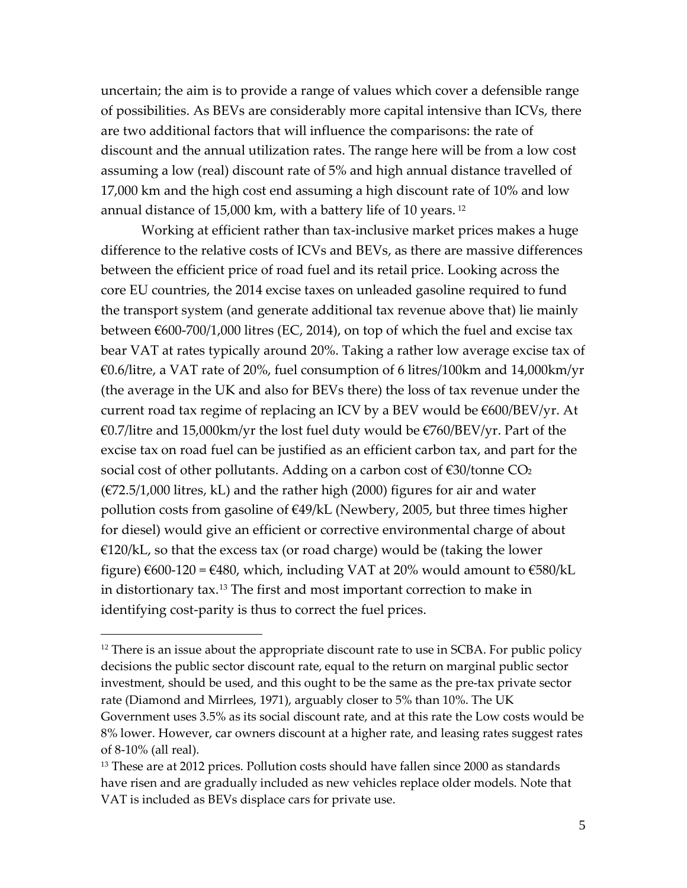uncertain; the aim is to provide a range of values which cover a defensible range of possibilities. As BEVs are considerably more capital intensive than ICVs, there are two additional factors that will influence the comparisons: the rate of discount and the annual utilization rates. The range here will be from a low cost assuming a low (real) discount rate of 5% and high annual distance travelled of 17,000 km and the high cost end assuming a high discount rate of 10% and low annual distance of 15,000 km, with a battery life of 10 years. [12]

Working at efficient rather than tax-inclusive market prices makes a huge difference to the relative costs of ICVs and BEVs, as there are massive differences between the efficient price of road fuel and its retail price. Looking across the core EU countries, the 2014 excise taxes on unleaded gasoline required to fund the transport system (and generate additional tax revenue above that) lie mainly between €600-700/1,000 litres (EC, 2014), on top of which the fuel and excise tax bear VAT at rates typically around 20%. Taking a rather low average excise tax of €0.6/litre, a VAT rate of 20%, fuel consumption of 6 litres/100km and 14,000km/yr (the average in the UK and also for BEVs there) the loss of tax revenue under the current road tax regime of replacing an ICV by a BEV would be €600/BEV/yr. At €0.7/litre and 15,000km/yr the lost fuel duty would be €760/BEV/yr. Part of the excise tax on road fuel can be justified as an efficient carbon tax, and part for the social cost of other pollutants. Adding on a carbon cost of €30/tonne $CO_2$ (€72.5/1,000 litres, kL) and the rather high (2000) figures for air and water pollution costs from gasoline of €49/kL (Newbery, 2005, but three times higher for diesel) would give an efficient or corrective environmental charge of about €120/kL, so that the excess tax (or road charge) would be (taking the lower figure) €600-120 = €480, which, including VAT at 20% would amount to €580/kL in distortionary tax.[13] The first and most important correction to make in identifying cost-parity is thus to correct the fuel prices.

---

[12] There is an issue about the appropriate discount rate to use in SCBA. For public policy decisions the public sector discount rate, equal to the return on marginal public sector investment, should be used, and this ought to be the same as the pre-tax private sector rate (Diamond and Mirrlees, 1971), arguably closer to 5% than 10%. The UK Government uses 3.5% as its social discount rate, and at this rate the Low costs would be 8% lower. However, car owners discount at a higher rate, and leasing rates suggest rates of 8-10% (all real).

[13] These are at 2012 prices. Pollution costs should have fallen since 2000 as standards have risen and are gradually included as new vehicles replace older models. Note that VAT is included as BEVs displace cars for private use.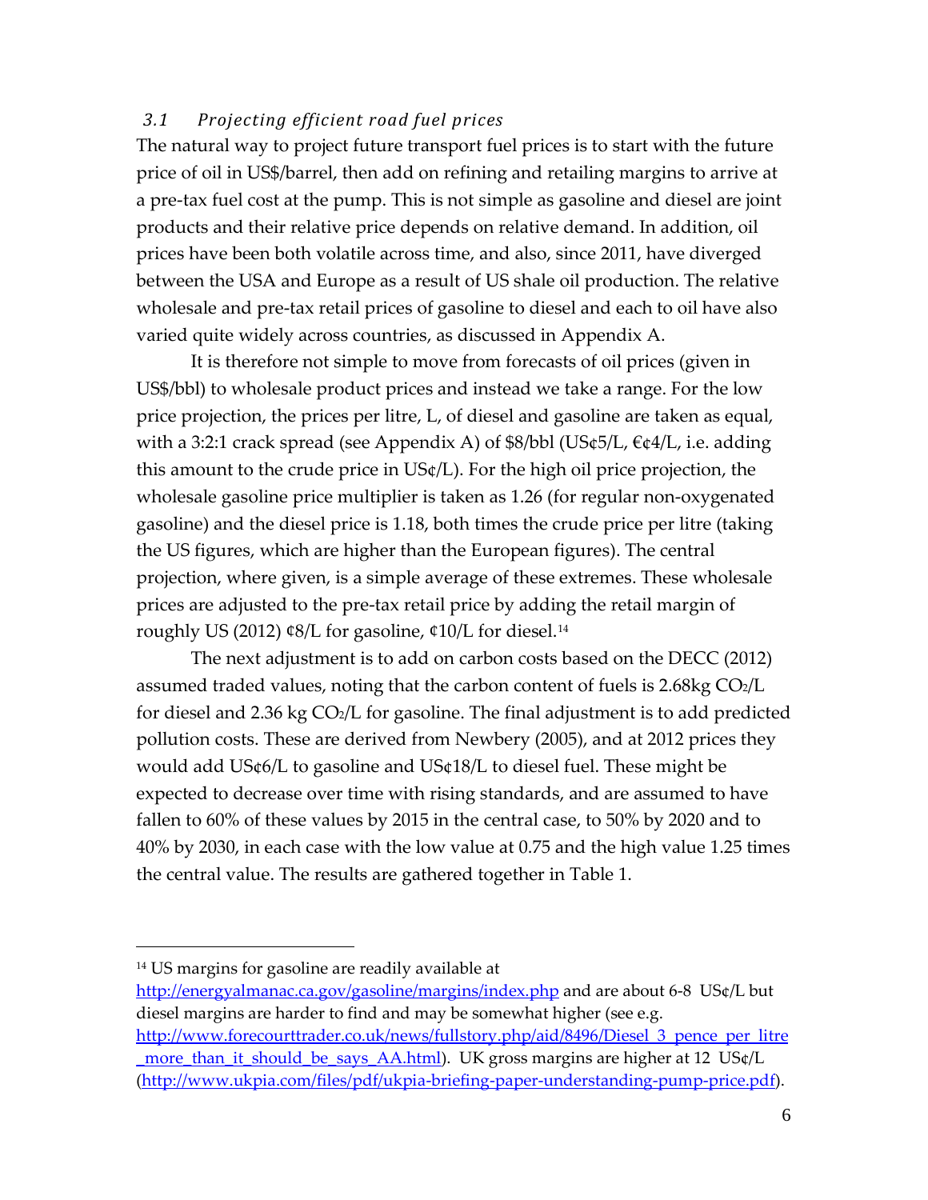### 3.1 *Projecting efficient road fuel prices*

The natural way to project future transport fuel prices is to start with the future price of oil in US$/barrel, then add on refining and retailing margins to arrive at a pre-tax fuel cost at the pump. This is not simple as gasoline and diesel are joint products and their relative price depends on relative demand. In addition, oil prices have been both volatile across time, and also, since 2011, have diverged between the USA and Europe as a result of US shale oil production. The relative wholesale and pre-tax retail prices of gasoline to diesel and each to oil have also varied quite widely across countries, as discussed in Appendix A.

It is therefore not simple to move from forecasts of oil prices (given in US$/bbl) to wholesale product prices and instead we take a range. For the low price projection, the prices per litre, L, of diesel and gasoline are taken as equal, with a 3:2:1 crack spread (see Appendix A) of $8/bbl (US¢5/L, €¢4/L, i.e. adding this amount to the crude price in US¢/L). For the high oil price projection, the wholesale gasoline price multiplier is taken as 1.26 (for regular non-oxygenated gasoline) and the diesel price is 1.18, both times the crude price per litre (taking the US figures, which are higher than the European figures). The central projection, where given, is a simple average of these extremes. These wholesale prices are adjusted to the pre-tax retail price by adding the retail margin of roughly US (2012) ¢8/L for gasoline, ¢10/L for diesel.[14]

The next adjustment is to add on carbon costs based on the DECC (2012) assumed traded values, noting that the carbon content of fuels is 2.68kg $CO_2$/L for diesel and 2.36 kg $CO_2$/L for gasoline. The final adjustment is to add predicted pollution costs. These are derived from Newbery (2005), and at 2012 prices they would add US¢6/L to gasoline and US¢18/L to diesel fuel. These might be expected to decrease over time with rising standards, and are assumed to have fallen to 60% of these values by 2015 in the central case, to 50% by 2020 and to 40% by 2030, in each case with the low value at 0.75 and the high value 1.25 times the central value. The results are gathered together in Table 1.

---

[14] US margins for gasoline are readily available at http://energyalmanac.ca.gov/gasoline/margins/index.php and are about 6-8 US¢/L but diesel margins are harder to find and may be somewhat higher (see e.g. http://www.forecourttrader.co.uk/news/fullstory.php/aid/8496/Diesel_3_pence_per_litre_more_than_it_should_be_says_AA.html). UK gross margins are higher at 12 US¢/L (http://www.ukpia.com/files/pdf/ukpia-briefing-paper-understanding-pump-price.pdf).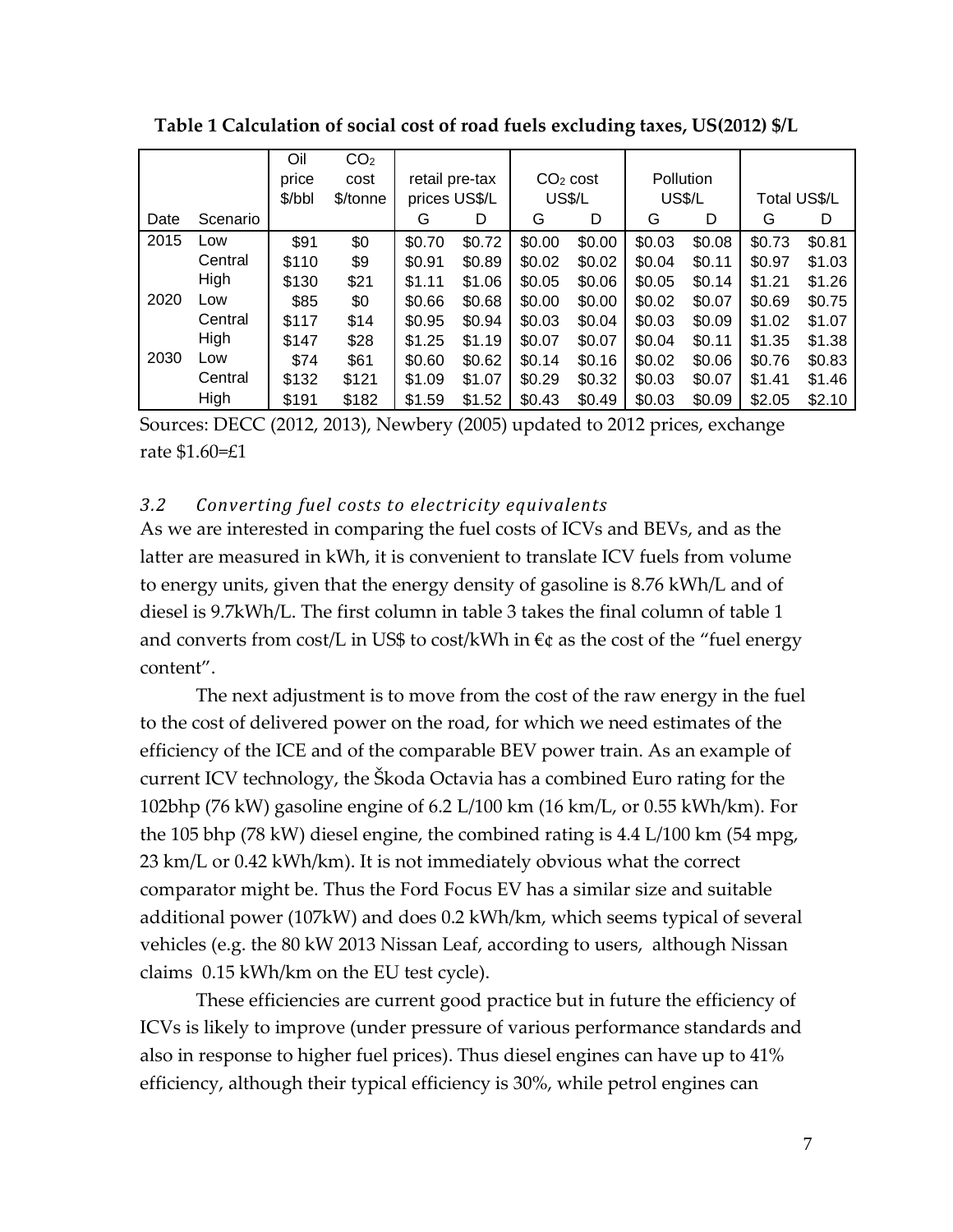**Table 1 Calculation of social cost of road fuels excluding taxes, US(2012) $/L**

| Date | Scenario | Oil price $/bbl | $CO_2$ cost $/tonne | retail pre-tax prices US$/L | | $CO_2$ cost US$/L | | Pollution US$/L | | Total US$/L | |
|---|---|---|---|---|---|---|---|---|---|---|---|
| | | | | G | D | G | D | G | D | G | D |
| 2015 | Low | $91 | $0 | $0.70 | $0.72 | $0.00 | $0.00 | $0.03 | $0.08 | $0.73 | $0.81 |
| | Central | $110 | $9 | $0.91 | $0.89 | $0.02 | $0.02 | $0.04 | $0.11 | $0.97 | $1.03 |
| | High | $130 | $21 | $1.11 | $1.06 | $0.05 | $0.06 | $0.05 | $0.14 | $1.21 | $1.26 |
| 2020 | Low | $85 | $0 | $0.66 | $0.68 | $0.00 | $0.00 | $0.02 | $0.07 | $0.69 | $0.75 |
| | Central | $117 | $14 | $0.95 | $0.94 | $0.03 | $0.04 | $0.03 | $0.09 | $1.02 | $1.07 |
| | High | $147 | $28 | $1.25 | $1.19 | $0.07 | $0.07 | $0.04 | $0.11 | $1.35 | $1.38 |
| 2030 | Low | $74 | $61 | $0.60 | $0.62 | $0.14 | $0.16 | $0.02 | $0.06 | $0.76 | $0.83 |
| | Central | $132 | $121 | $1.09 | $1.07 | $0.29 | $0.32 | $0.03 | $0.07 | $1.41 | $1.46 |
| | High | $191 | $182 | $1.59 | $1.52 | $0.43 | $0.49 | $0.03 | $0.09 | $2.05 | $2.10 |

Sources: DECC (2012, 2013), Newbery (2005) updated to 2012 prices, exchange rate $1.60=£1

### *3.2 Converting fuel costs to electricity equivalents*

As we are interested in comparing the fuel costs of ICVs and BEVs, and as the latter are measured in kWh, it is convenient to translate ICV fuels from volume to energy units, given that the energy density of gasoline is 8.76 kWh/L and of diesel is 9.7kWh/L. The first column in table 3 takes the final column of table 1 and converts from cost/L in US$ to cost/kWh in €¢ as the cost of the "fuel energy content".

The next adjustment is to move from the cost of the raw energy in the fuel to the cost of delivered power on the road, for which we need estimates of the efficiency of the ICE and of the comparable BEV power train. As an example of current ICV technology, the Škoda Octavia has a combined Euro rating for the 102bhp (76 kW) gasoline engine of 6.2 L/100 km (16 km/L, or 0.55 kWh/km). For the 105 bhp (78 kW) diesel engine, the combined rating is 4.4 L/100 km (54 mpg, 23 km/L or 0.42 kWh/km). It is not immediately obvious what the correct comparator might be. Thus the Ford Focus EV has a similar size and suitable additional power (107kW) and does 0.2 kWh/km, which seems typical of several vehicles (e.g. the 80 kW 2013 Nissan Leaf, according to users, although Nissan claims 0.15 kWh/km on the EU test cycle).

These efficiencies are current good practice but in future the efficiency of ICVs is likely to improve (under pressure of various performance standards and also in response to higher fuel prices). Thus diesel engines can have up to 41% efficiency, although their typical efficiency is 30%, while petrol engines can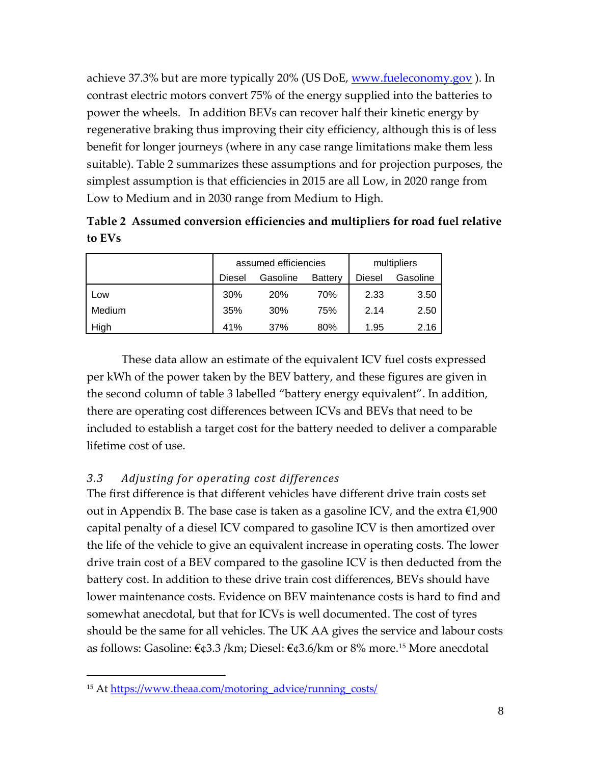achieve 37.3% but are more typically 20% (US DoE, www.fueleconomy.gov ). In contrast electric motors convert 75% of the energy supplied into the batteries to power the wheels. In addition BEVs can recover half their kinetic energy by regenerative braking thus improving their city efficiency, although this is of less benefit for longer journeys (where in any case range limitations make them less suitable). Table 2 summarizes these assumptions and for projection purposes, the simplest assumption is that efficiencies in 2015 are all Low, in 2020 range from Low to Medium and in 2030 range from Medium to High.

**Table 2 Assumed conversion efficiencies and multipliers for road fuel relative to EVs**

| | assumed efficiencies | | | multipliers | |
|---|---|---|---|---|---|
| | Diesel | Gasoline | Battery | Diesel | Gasoline |
| Low | 30% | 20% | 70% | 2.33 | 3.50 |
| Medium | 35% | 30% | 75% | 2.14 | 2.50 |
| High | 41% | 37% | 80% | 1.95 | 2.16 |

These data allow an estimate of the equivalent ICV fuel costs expressed per kWh of the power taken by the BEV battery, and these figures are given in the second column of table 3 labelled "battery energy equivalent". In addition, there are operating cost differences between ICVs and BEVs that need to be included to establish a target cost for the battery needed to deliver a comparable lifetime cost of use.

### *3.3 Adjusting for operating cost differences*

The first difference is that different vehicles have different drive train costs set out in Appendix B. The base case is taken as a gasoline ICV, and the extra €1,900 capital penalty of a diesel ICV compared to gasoline ICV is then amortized over the life of the vehicle to give an equivalent increase in operating costs. The lower drive train cost of a BEV compared to the gasoline ICV is then deducted from the battery cost. In addition to these drive train cost differences, BEVs should have lower maintenance costs. Evidence on BEV maintenance costs is hard to find and somewhat anecdotal, but that for ICVs is well documented. The cost of tyres should be the same for all vehicles. The UK AA gives the service and labour costs as follows: Gasoline: €¢3.3 /km; Diesel: €¢3.6/km or 8% more.[15] More anecdotal

[15] At https://www.theaa.com/motoring_advice/running_costs/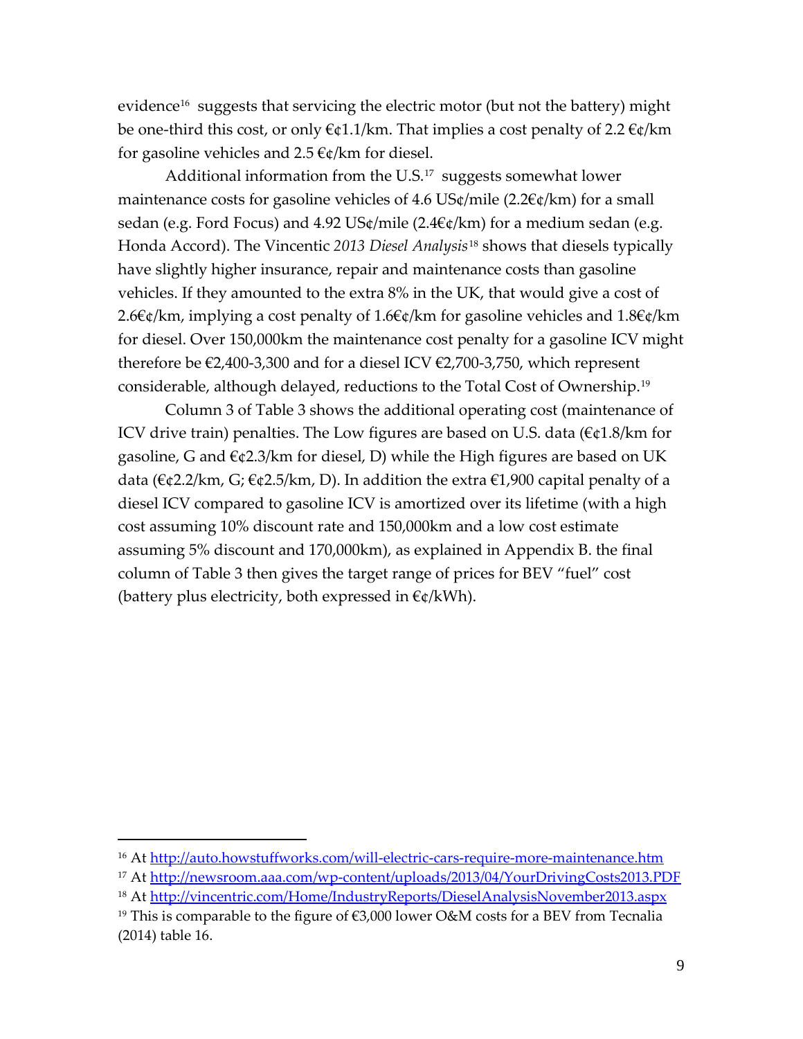evidence[16] suggests that servicing the electric motor (but not the battery) might be one-third this cost, or only €¢1.1/km. That implies a cost penalty of 2.2 €¢/km for gasoline vehicles and 2.5 €¢/km for diesel.

Additional information from the U.S.[17] suggests somewhat lower maintenance costs for gasoline vehicles of 4.6 US¢/mile (2.2€¢/km) for a small sedan (e.g. Ford Focus) and 4.92 US¢/mile (2.4€¢/km) for a medium sedan (e.g. Honda Accord). The Vincentic *2013 Diesel Analysis*[18] shows that diesels typically have slightly higher insurance, repair and maintenance costs than gasoline vehicles. If they amounted to the extra 8% in the UK, that would give a cost of 2.6€¢/km, implying a cost penalty of 1.6€¢/km for gasoline vehicles and 1.8€¢/km for diesel. Over 150,000km the maintenance cost penalty for a gasoline ICV might therefore be €2,400-3,300 and for a diesel ICV €2,700-3,750, which represent considerable, although delayed, reductions to the Total Cost of Ownership.[19]

Column 3 of Table 3 shows the additional operating cost (maintenance of ICV drive train) penalties. The Low figures are based on U.S. data (€¢1.8/km for gasoline, G and €¢2.3/km for diesel, D) while the High figures are based on UK data (€¢2.2/km, G; €¢2.5/km, D). In addition the extra €1,900 capital penalty of a diesel ICV compared to gasoline ICV is amortized over its lifetime (with a high cost assuming 10% discount rate and 150,000km and a low cost estimate assuming 5% discount and 170,000km), as explained in Appendix B. the final column of Table 3 then gives the target range of prices for BEV "fuel" cost (battery plus electricity, both expressed in €¢/kWh).

---

[16] At http://auto.howstuffworks.com/will-electric-cars-require-more-maintenance.htm

[17] At http://newsroom.aaa.com/wp-content/uploads/2013/04/YourDrivingCosts2013.PDF

[18] At http://vincentric.com/Home/IndustryReports/DieselAnalysisNovember2013.aspx

[19] This is comparable to the figure of €3,000 lower O&M costs for a BEV from Tecnalia (2014) table 16.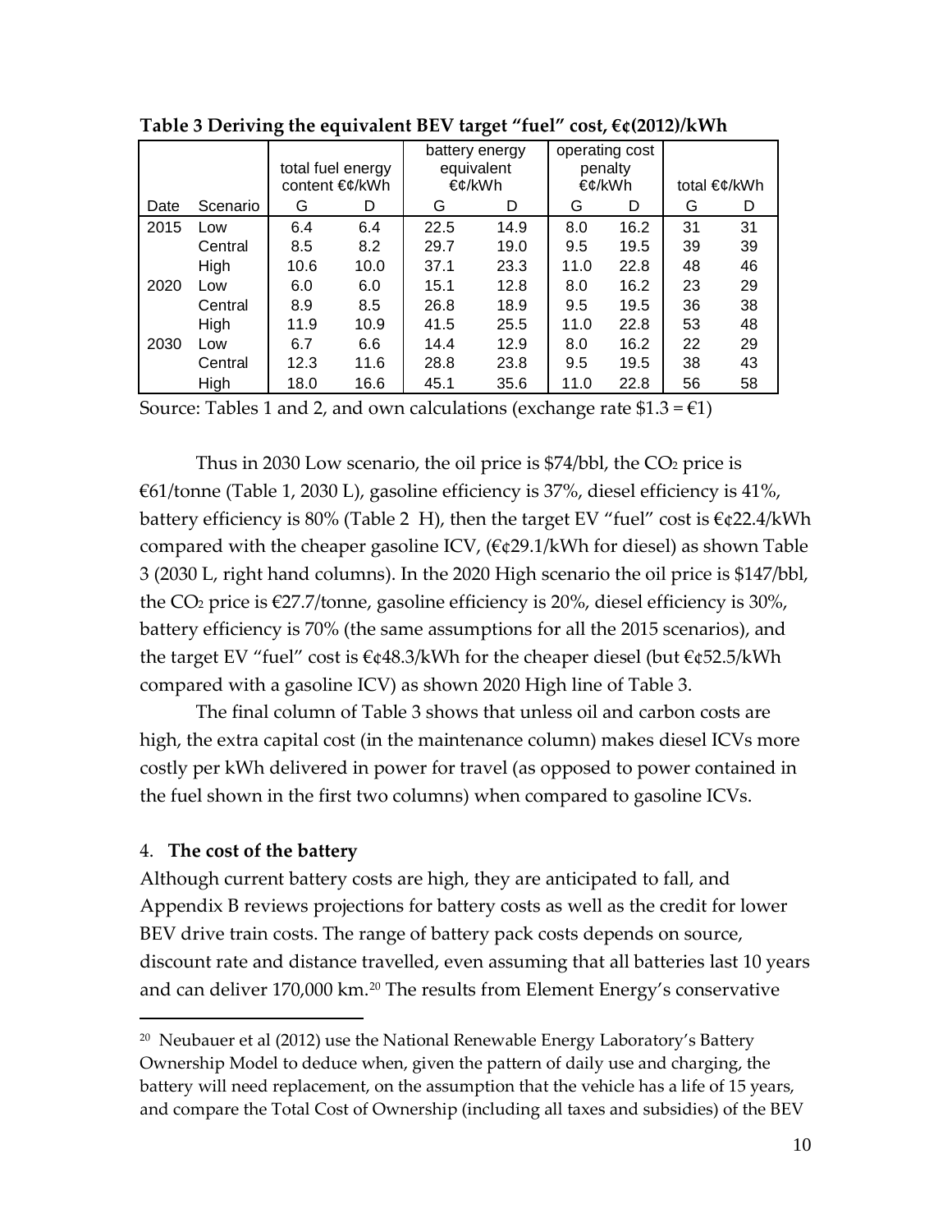**Table 3 Deriving the equivalent BEV target "fuel" cost, €¢(2012)/kWh**

| | | total fuel energy content €¢/kWh | | battery energy equivalent €¢/kWh | | operating cost penalty €¢/kWh | | total €¢/kWh | |
|---|---|---|---|---|---|---|---|---|---|
| Date | Scenario | G | D | G | D | G | D | G | D |
| 2015 | Low | 6.4 | 6.4 | 22.5 | 14.9 | 8.0 | 16.2 | 31 | 31 |
| | Central | 8.5 | 8.2 | 29.7 | 19.0 | 9.5 | 19.5 | 39 | 39 |
| | High | 10.6 | 10.0 | 37.1 | 23.3 | 11.0 | 22.8 | 48 | 46 |
| 2020 | Low | 6.0 | 6.0 | 15.1 | 12.8 | 8.0 | 16.2 | 23 | 29 |
| | Central | 8.9 | 8.5 | 26.8 | 18.9 | 9.5 | 19.5 | 36 | 38 |
| | High | 11.9 | 10.9 | 41.5 | 25.5 | 11.0 | 22.8 | 53 | 48 |
| 2030 | Low | 6.7 | 6.6 | 14.4 | 12.9 | 8.0 | 16.2 | 22 | 29 |
| | Central | 12.3 | 11.6 | 28.8 | 23.8 | 9.5 | 19.5 | 38 | 43 |
| | High | 18.0 | 16.6 | 45.1 | 35.6 | 11.0 | 22.8 | 56 | 58 |

Source: Tables 1 and 2, and own calculations (exchange rate $1.3 = €1)

Thus in 2030 Low scenario, the oil price is $74/bbl, the $CO_2$ price is €61/tonne (Table 1, 2030 L), gasoline efficiency is 37%, diesel efficiency is 41%, battery efficiency is 80% (Table 2 H), then the target EV "fuel" cost is €¢22.4/kWh compared with the cheaper gasoline ICV, (€¢29.1/kWh for diesel) as shown Table 3 (2030 L, right hand columns). In the 2020 High scenario the oil price is $147/bbl, the $CO_2$ price is €27.7/tonne, gasoline efficiency is 20%, diesel efficiency is 30%, battery efficiency is 70% (the same assumptions for all the 2015 scenarios), and the target EV "fuel" cost is €¢48.3/kWh for the cheaper diesel (but €¢52.5/kWh compared with a gasoline ICV) as shown 2020 High line of Table 3.

The final column of Table 3 shows that unless oil and carbon costs are high, the extra capital cost (in the maintenance column) makes diesel ICVs more costly per kWh delivered in power for travel (as opposed to power contained in the fuel shown in the first two columns) when compared to gasoline ICVs.

## 4. **The cost of the battery**

Although current battery costs are high, they are anticipated to fall, and Appendix B reviews projections for battery costs as well as the credit for lower BEV drive train costs. The range of battery pack costs depends on source, discount rate and distance travelled, even assuming that all batteries last 10 years and can deliver 170,000 km.[20] The results from Element Energy's conservative

[20] Neubauer et al (2012) use the National Renewable Energy Laboratory's Battery Ownership Model to deduce when, given the pattern of daily use and charging, the battery will need replacement, on the assumption that the vehicle has a life of 15 years, and compare the Total Cost of Ownership (including all taxes and subsidies) of the BEV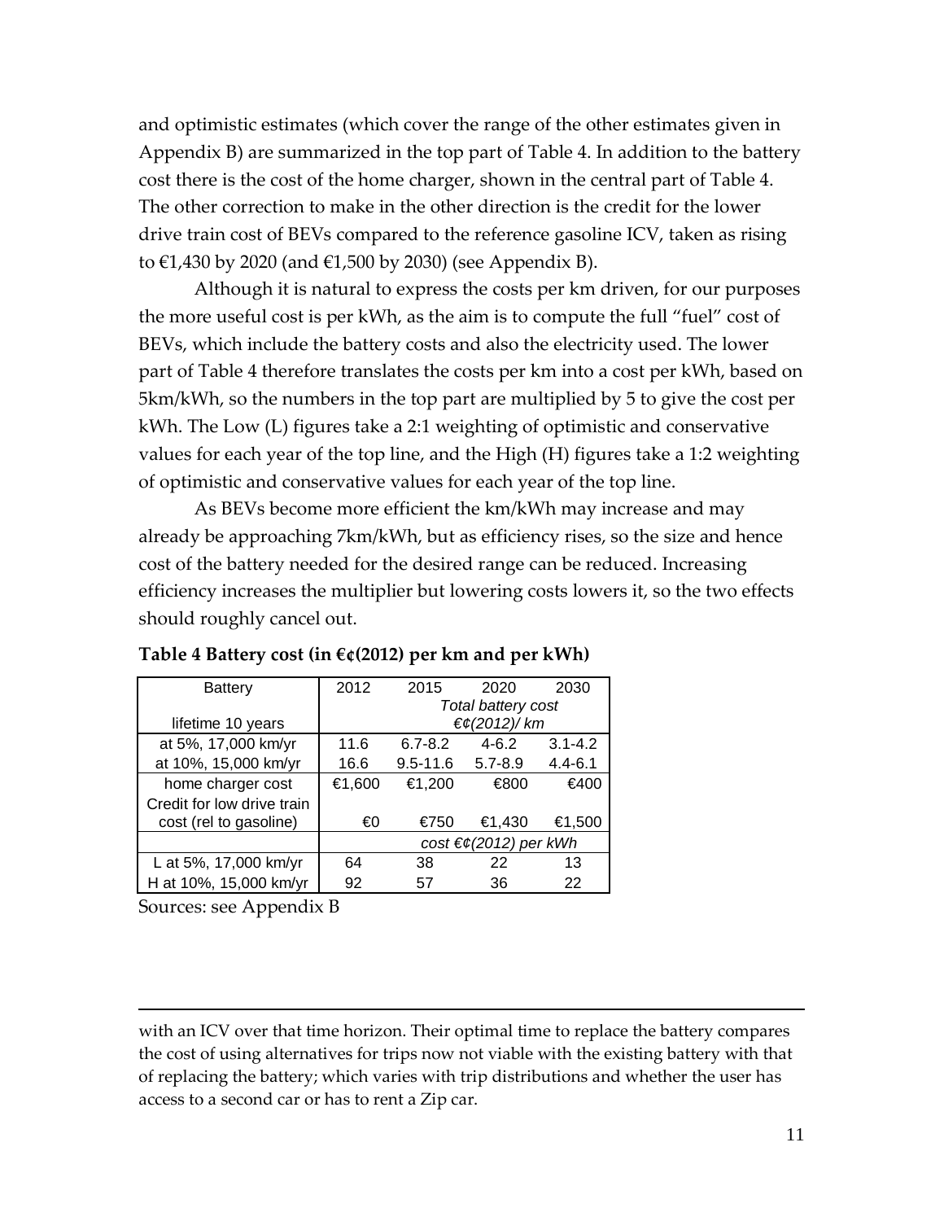and optimistic estimates (which cover the range of the other estimates given in Appendix B) are summarized in the top part of Table 4. In addition to the battery cost there is the cost of the home charger, shown in the central part of Table 4. The other correction to make in the other direction is the credit for the lower drive train cost of BEVs compared to the reference gasoline ICV, taken as rising to €1,430 by 2020 (and €1,500 by 2030) (see Appendix B).

Although it is natural to express the costs per km driven, for our purposes the more useful cost is per kWh, as the aim is to compute the full "fuel" cost of BEVs, which include the battery costs and also the electricity used. The lower part of Table 4 therefore translates the costs per km into a cost per kWh, based on 5km/kWh, so the numbers in the top part are multiplied by 5 to give the cost per kWh. The Low (L) figures take a 2:1 weighting of optimistic and conservative values for each year of the top line, and the High (H) figures take a 1:2 weighting of optimistic and conservative values for each year of the top line.

As BEVs become more efficient the km/kWh may increase and may already be approaching 7km/kWh, but as efficiency rises, so the size and hence cost of the battery needed for the desired range can be reduced. Increasing efficiency increases the multiplier but lowering costs lowers it, so the two effects should roughly cancel out.

**Table 4 Battery cost (in €¢(2012) per km and per kWh)**

| Battery | 2012 | 2015 | 2020 | 2030 |
|---|---|---|---|---|
| lifetime 10 years | *Total battery cost €¢(2012)/ km* | | | |
| at 5%, 17,000 km/yr | 11.6 | 6.7-8.2 | 4-6.2 | 3.1-4.2 |
| at 10%, 15,000 km/yr | 16.6 | 9.5-11.6 | 5.7-8.9 | 4.4-6.1 |
| home charger cost | €1,600 | €1,200 | €800 | €400 |
| Credit for low drive train cost (rel to gasoline) | €0 | €750 | €1,430 | €1,500 |
| | *cost €¢(2012) per kWh* | | | |
| L at 5%, 17,000 km/yr | 64 | 38 | 22 | 13 |
| H at 10%, 15,000 km/yr | 92 | 57 | 36 | 22 |

Sources: see Appendix B

---

with an ICV over that time horizon. Their optimal time to replace the battery compares the cost of using alternatives for trips now not viable with the existing battery with that of replacing the battery; which varies with trip distributions and whether the user has access to a second car or has to rent a Zip car.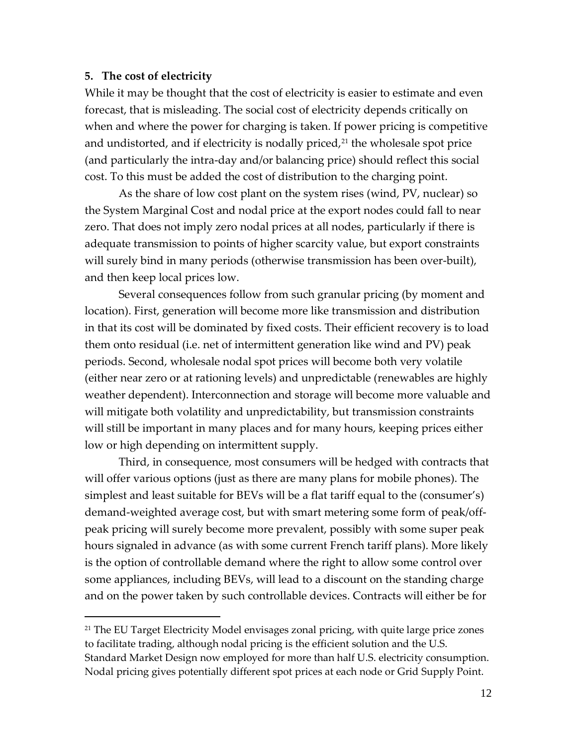## 5. The cost of electricity

While it may be thought that the cost of electricity is easier to estimate and even forecast, that is misleading. The social cost of electricity depends critically on when and where the power for charging is taken. If power pricing is competitive and undistorted, and if electricity is nodally priced,[21] the wholesale spot price (and particularly the intra-day and/or balancing price) should reflect this social cost. To this must be added the cost of distribution to the charging point.

As the share of low cost plant on the system rises (wind, PV, nuclear) so the System Marginal Cost and nodal price at the export nodes could fall to near zero. That does not imply zero nodal prices at all nodes, particularly if there is adequate transmission to points of higher scarcity value, but export constraints will surely bind in many periods (otherwise transmission has been over-built), and then keep local prices low.

Several consequences follow from such granular pricing (by moment and location). First, generation will become more like transmission and distribution in that its cost will be dominated by fixed costs. Their efficient recovery is to load them onto residual (i.e. net of intermittent generation like wind and PV) peak periods. Second, wholesale nodal spot prices will become both very volatile (either near zero or at rationing levels) and unpredictable (renewables are highly weather dependent). Interconnection and storage will become more valuable and will mitigate both volatility and unpredictability, but transmission constraints will still be important in many places and for many hours, keeping prices either low or high depending on intermittent supply.

Third, in consequence, most consumers will be hedged with contracts that will offer various options (just as there are many plans for mobile phones). The simplest and least suitable for BEVs will be a flat tariff equal to the (consumer's) demand-weighted average cost, but with smart metering some form of peak/off-peak pricing will surely become more prevalent, possibly with some super peak hours signaled in advance (as with some current French tariff plans). More likely is the option of controllable demand where the right to allow some control over some appliances, including BEVs, will lead to a discount on the standing charge and on the power taken by such controllable devices. Contracts will either be for

[21] The EU Target Electricity Model envisages zonal pricing, with quite large price zones to facilitate trading, although nodal pricing is the efficient solution and the U.S. Standard Market Design now employed for more than half U.S. electricity consumption. Nodal pricing gives potentially different spot prices at each node or Grid Supply Point.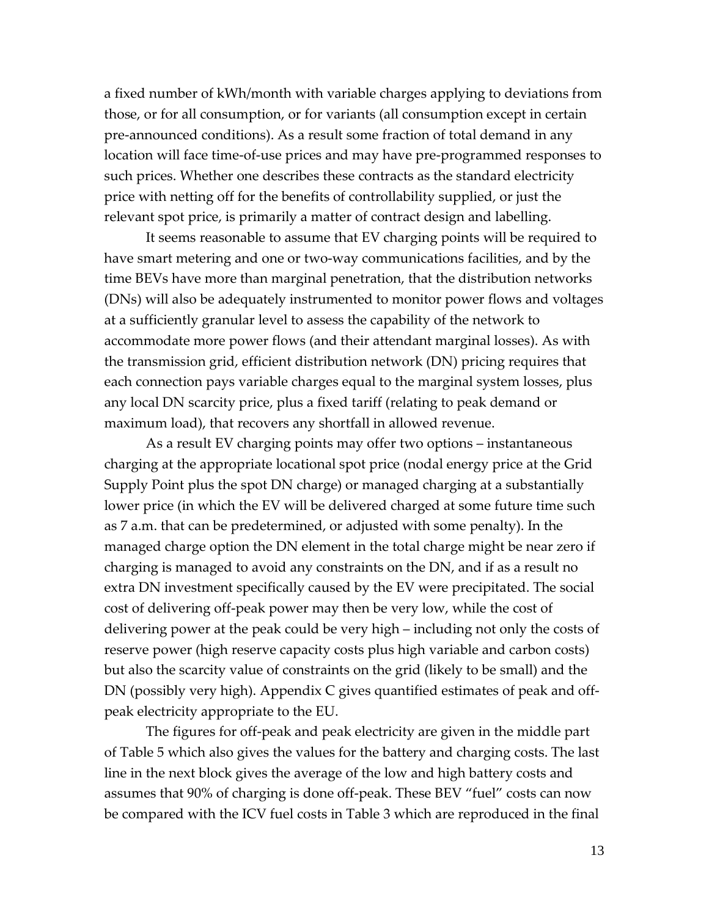a fixed number of kWh/month with variable charges applying to deviations from those, or for all consumption, or for variants (all consumption except in certain pre-announced conditions). As a result some fraction of total demand in any location will face time-of-use prices and may have pre-programmed responses to such prices. Whether one describes these contracts as the standard electricity price with netting off for the benefits of controllability supplied, or just the relevant spot price, is primarily a matter of contract design and labelling.

It seems reasonable to assume that EV charging points will be required to have smart metering and one or two-way communications facilities, and by the time BEVs have more than marginal penetration, that the distribution networks (DNs) will also be adequately instrumented to monitor power flows and voltages at a sufficiently granular level to assess the capability of the network to accommodate more power flows (and their attendant marginal losses). As with the transmission grid, efficient distribution network (DN) pricing requires that each connection pays variable charges equal to the marginal system losses, plus any local DN scarcity price, plus a fixed tariff (relating to peak demand or maximum load), that recovers any shortfall in allowed revenue.

As a result EV charging points may offer two options – instantaneous charging at the appropriate locational spot price (nodal energy price at the Grid Supply Point plus the spot DN charge) or managed charging at a substantially lower price (in which the EV will be delivered charged at some future time such as 7 a.m. that can be predetermined, or adjusted with some penalty). In the managed charge option the DN element in the total charge might be near zero if charging is managed to avoid any constraints on the DN, and if as a result no extra DN investment specifically caused by the EV were precipitated. The social cost of delivering off-peak power may then be very low, while the cost of delivering power at the peak could be very high – including not only the costs of reserve power (high reserve capacity costs plus high variable and carbon costs) but also the scarcity value of constraints on the grid (likely to be small) and the DN (possibly very high). Appendix C gives quantified estimates of peak and off-peak electricity appropriate to the EU.

The figures for off-peak and peak electricity are given in the middle part of Table 5 which also gives the values for the battery and charging costs. The last line in the next block gives the average of the low and high battery costs and assumes that 90% of charging is done off-peak. These BEV "fuel" costs can now be compared with the ICV fuel costs in Table 3 which are reproduced in the final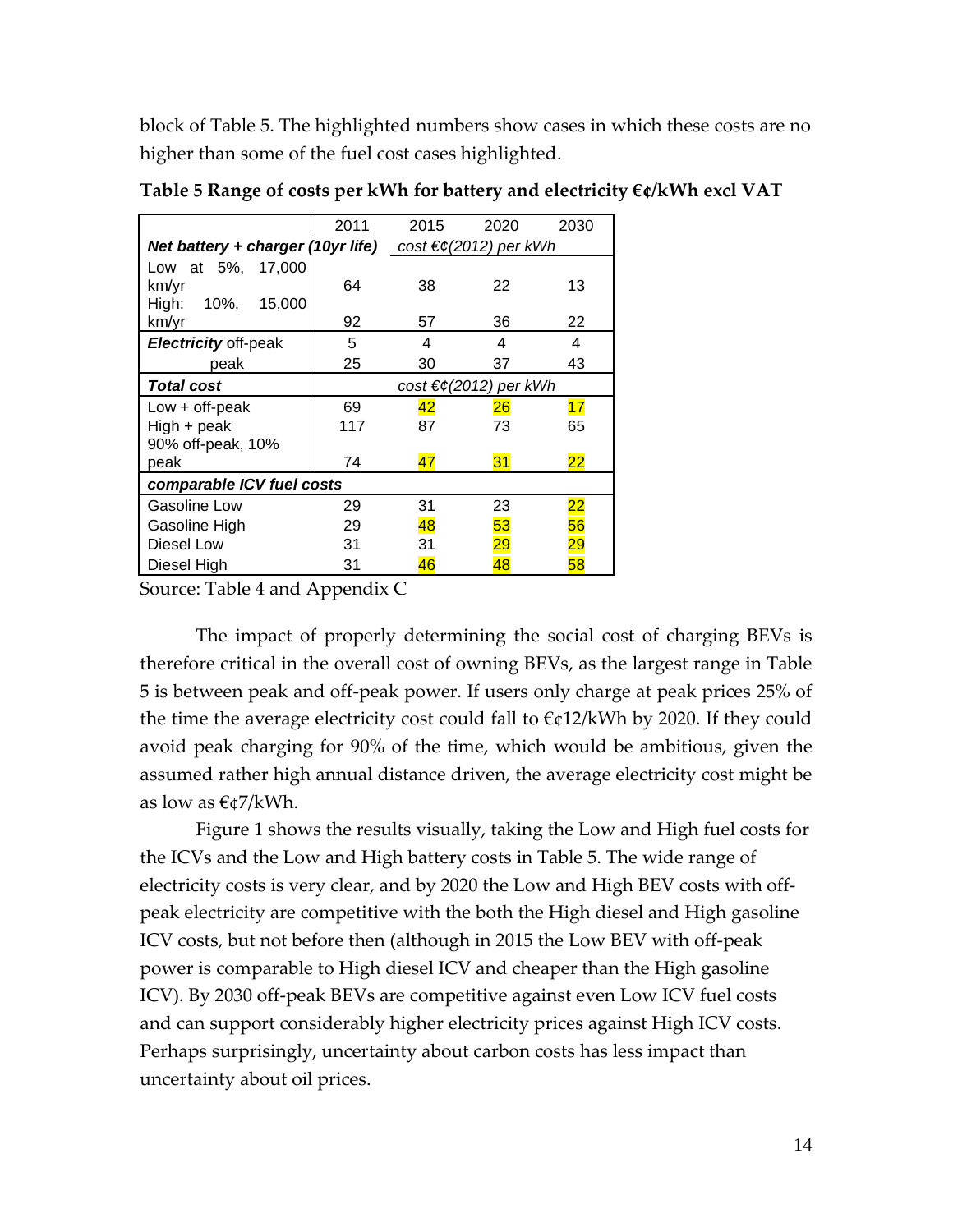block of Table 5. The highlighted numbers show cases in which these costs are no higher than some of the fuel cost cases highlighted.

**Table 5 Range of costs per kWh for battery and electricity €¢/kWh excl VAT**

| | 2011 | 2015 | 2020 | 2030 |
|---|---|---|---|---|
| ***Net battery + charger (10yr life)*** | *cost €¢(2012) per kWh* | | | |
| Low at 5%, 17,000 km/yr | 64 | 38 | 22 | 13 |
| High: 10%, 15,000 km/yr | 92 | 57 | 36 | 22 |
| ***Electricity*** off-peak | 5 | 4 | 4 | 4 |
| peak | 25 | 30 | 37 | 43 |
| ***Total cost*** | *cost €¢(2012) per kWh* | | | |
| Low + off-peak | 69 | 42 | 26 | 17 |
| High + peak | 117 | 87 | 73 | 65 |
| 90% off-peak, 10% peak | 74 | 47 | 31 | 22 |
| ***comparable ICV fuel costs*** | | | | |
| Gasoline Low | 29 | 31 | 23 | 22 |
| Gasoline High | 29 | 48 | 53 | 56 |
| Diesel Low | 31 | 31 | 29 | 29 |
| Diesel High | 31 | 46 | 48 | 58 |

Source: Table 4 and Appendix C

The impact of properly determining the social cost of charging BEVs is therefore critical in the overall cost of owning BEVs, as the largest range in Table 5 is between peak and off-peak power. If users only charge at peak prices 25% of the time the average electricity cost could fall to €¢12/kWh by 2020. If they could avoid peak charging for 90% of the time, which would be ambitious, given the assumed rather high annual distance driven, the average electricity cost might be as low as €¢7/kWh.

Figure 1 shows the results visually, taking the Low and High fuel costs for the ICVs and the Low and High battery costs in Table 5. The wide range of electricity costs is very clear, and by 2020 the Low and High BEV costs with off-peak electricity are competitive with the both the High diesel and High gasoline ICV costs, but not before then (although in 2015 the Low BEV with off-peak power is comparable to High diesel ICV and cheaper than the High gasoline ICV). By 2030 off-peak BEVs are competitive against even Low ICV fuel costs and can support considerably higher electricity prices against High ICV costs. Perhaps surprisingly, uncertainty about carbon costs has less impact than uncertainty about oil prices.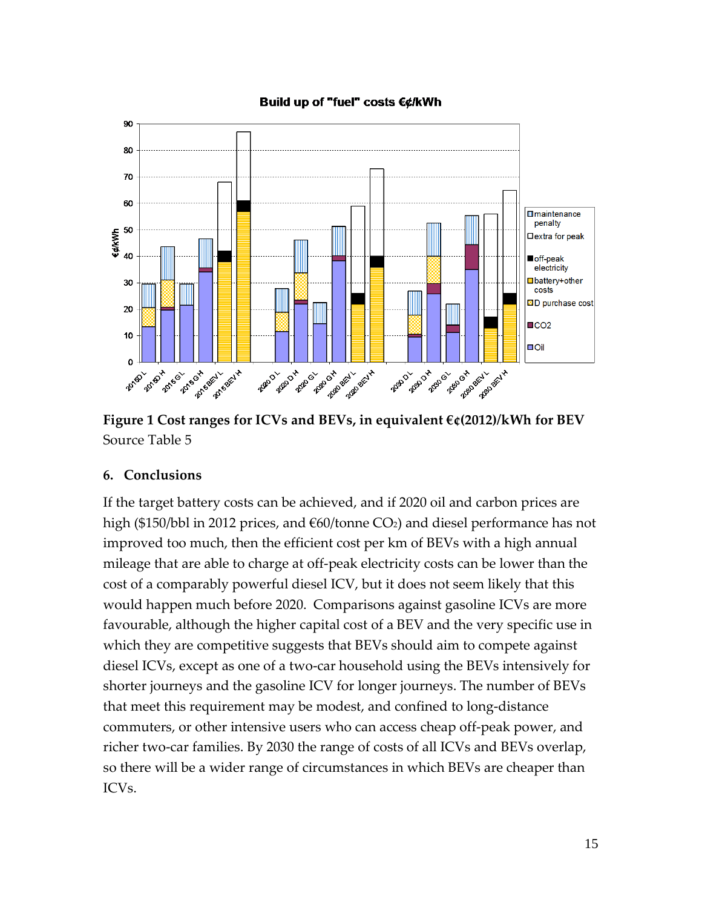**Figure 1 Cost ranges for ICVs and BEVs, in equivalent €¢(2012)/kWh for BEV**
Source Table 5

## 6. Conclusions

If the target battery costs can be achieved, and if 2020 oil and carbon prices are high ($150/bbl in 2012 prices, and €60/tonne $CO_2$) and diesel performance has not improved too much, then the efficient cost per km of BEVs with a high annual mileage that are able to charge at off-peak electricity costs can be lower than the cost of a comparably powerful diesel ICV, but it does not seem likely that this would happen much before 2020. Comparisons against gasoline ICVs are more favourable, although the higher capital cost of a BEV and the very specific use in which they are competitive suggests that BEVs should aim to compete against diesel ICVs, except as one of a two-car household using the BEVs intensively for shorter journeys and the gasoline ICV for longer journeys. The number of BEVs that meet this requirement may be modest, and confined to long-distance commuters, or other intensive users who can access cheap off-peak power, and richer two-car families. By 2030 the range of costs of all ICVs and BEVs overlap, so there will be a wider range of circumstances in which BEVs are cheaper than ICVs.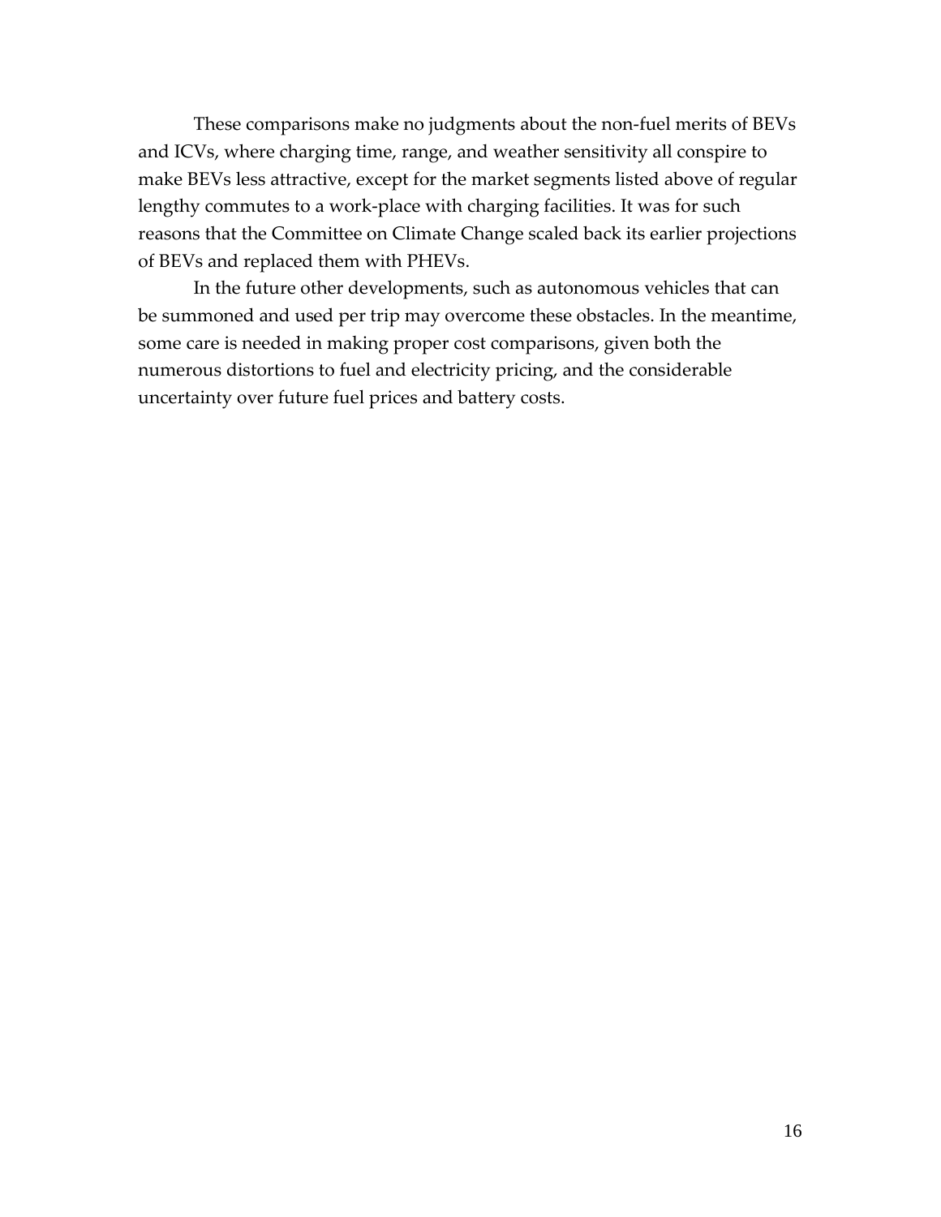These comparisons make no judgments about the non-fuel merits of BEVs and ICVs, where charging time, range, and weather sensitivity all conspire to make BEVs less attractive, except for the market segments listed above of regular lengthy commutes to a work-place with charging facilities. It was for such reasons that the Committee on Climate Change scaled back its earlier projections of BEVs and replaced them with PHEVs.

In the future other developments, such as autonomous vehicles that can be summoned and used per trip may overcome these obstacles. In the meantime, some care is needed in making proper cost comparisons, given both the numerous distortions to fuel and electricity pricing, and the considerable uncertainty over future fuel prices and battery costs.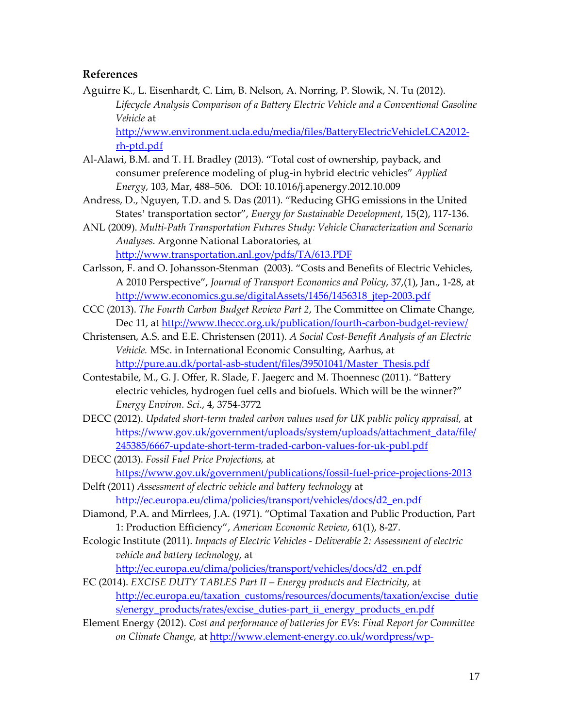## References

Aguirre K., L. Eisenhardt, C. Lim, B. Nelson, A. Norring, P. Slowik, N. Tu (2012). *Lifecycle Analysis Comparison of a Battery Electric Vehicle and a Conventional Gasoline Vehicle* at http://www.environment.ucla.edu/media/files/BatteryElectricVehicleLCA2012-rh-ptd.pdf

Al-Alawi, B.M. and T. H. Bradley (2013). "Total cost of ownership, payback, and consumer preference modeling of plug-in hybrid electric vehicles" *Applied Energy*, 103, Mar, 488–506. DOI: 10.1016/j.apenergy.2012.10.009

Andress, D., Nguyen, T.D. and S. Das (2011). "Reducing GHG emissions in the United States' transportation sector", *Energy for Sustainable Development*, 15(2), 117-136.

ANL (2009). *Multi-Path Transportation Futures Study: Vehicle Characterization and Scenario Analyses*. Argonne National Laboratories, at http://www.transportation.anl.gov/pdfs/TA/613.PDF

Carlsson, F. and O. Johansson-Stenman (2003). "Costs and Benefits of Electric Vehicles, A 2010 Perspective", *Journal of Transport Economics and Policy*, 37,(1), Jan., 1-28, at http://www.economics.gu.se/digitalAssets/1456/1456318_jtep-2003.pdf

CCC (2013). *The Fourth Carbon Budget Review Part 2*, The Committee on Climate Change, Dec 11, at http://www.theccc.org.uk/publication/fourth-carbon-budget-review/

Christensen, A.S. and E.E. Christensen (2011). *A Social Cost-Benefit Analysis of an Electric Vehicle.* MSc. in International Economic Consulting, Aarhus, at http://pure.au.dk/portal-asb-student/files/39501041/Master_Thesis.pdf

Contestabile, M., G. J. Offer, R. Slade, F. Jaegerc and M. Thoennesc (2011). "Battery electric vehicles, hydrogen fuel cells and biofuels. Which will be the winner?" *Energy Environ. Sci.*, 4, 3754-3772

DECC (2012). *Updated short-term traded carbon values used for UK public policy appraisal,* at https://www.gov.uk/government/uploads/system/uploads/attachment_data/file/245385/6667-update-short-term-traded-carbon-values-for-uk-publ.pdf

DECC (2013). *Fossil Fuel Price Projections,* at https://www.gov.uk/government/publications/fossil-fuel-price-projections-2013

Delft (2011) *Assessment of electric vehicle and battery technology* at http://ec.europa.eu/clima/policies/transport/vehicles/docs/d2_en.pdf

Diamond, P.A. and Mirrlees, J.A. (1971). "Optimal Taxation and Public Production, Part 1: Production Efficiency", *American Economic Review*, 61(1), 8-27.

Ecologic Institute (2011). *Impacts of Electric Vehicles - Deliverable 2: Assessment of electric vehicle and battery technology*, at http://ec.europa.eu/clima/policies/transport/vehicles/docs/d2_en.pdf

EC (2014). *EXCISE DUTY TABLES Part II – Energy products and Electricity,* at http://ec.europa.eu/taxation_customs/resources/documents/taxation/excise_duties/energy_products/rates/excise_duties-part_ii_energy_products_en.pdf

Element Energy (2012). *Cost and performance of batteries for EVs*: *Final Report for Committee on Climate Change,* at http://www.element-energy.co.uk/wordpress/wp-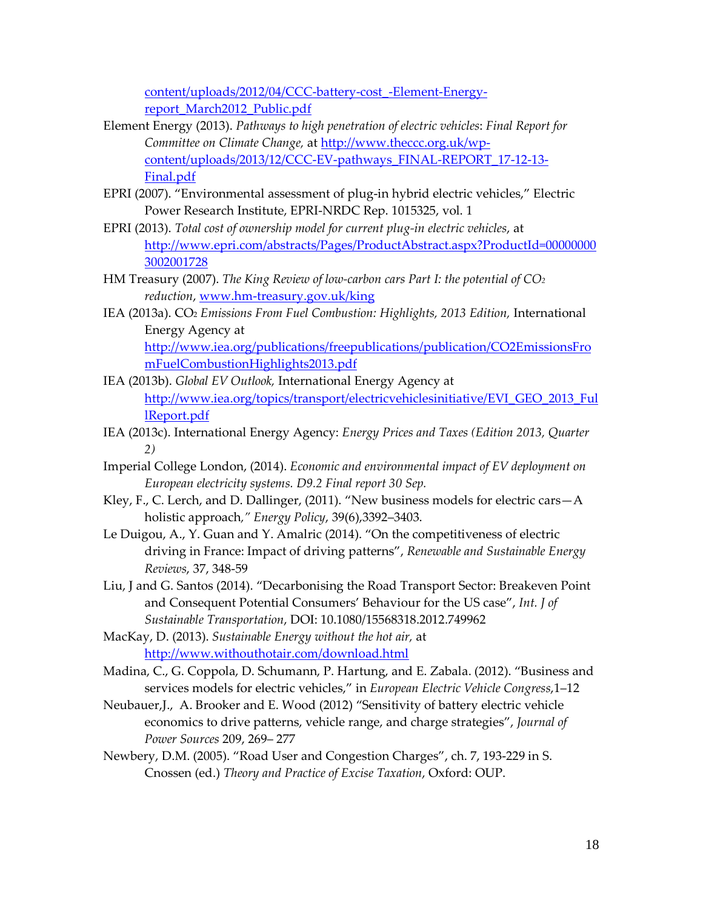content/uploads/2012/04/CCC-battery-cost_-Element-Energy-report_March2012_Public.pdf

Element Energy (2013). *Pathways to high penetration of electric vehicles*: *Final Report for Committee on Climate Change,* at http://www.theccc.org.uk/wp-content/uploads/2013/12/CCC-EV-pathways_FINAL-REPORT_17-12-13-Final.pdf

EPRI (2007). "Environmental assessment of plug-in hybrid electric vehicles," Electric Power Research Institute, EPRI-NRDC Rep. 1015325, vol. 1

EPRI (2013). *Total cost of ownership model for current plug-in electric vehicles*, at http://www.epri.com/abstracts/Pages/ProductAbstract.aspx?ProductId=000000003002001728

HM Treasury (2007). *The King Review of low-carbon cars Part I: the potential of $CO_2$ reduction*, www.hm-treasury.gov.uk/king

IEA (2013a). $CO_2$ *Emissions From Fuel Combustion: Highlights, 2013 Edition,* International Energy Agency at http://www.iea.org/publications/freepublications/publication/CO2EmissionsFromFuelCombustionHighlights2013.pdf

IEA (2013b). *Global EV Outlook,* International Energy Agency at http://www.iea.org/topics/transport/electricvehiclesinitiative/EVI_GEO_2013_FullReport.pdf

IEA (2013c). International Energy Agency: *Energy Prices and Taxes (Edition 2013, Quarter 2)*

Imperial College London, (2014). *Economic and environmental impact of EV deployment on European electricity systems. D9.2 Final report 30 Sep.*

Kley, F., C. Lerch, and D. Dallinger, (2011). "New business models for electric cars—A holistic approach," *Energy Policy*, 39(6),3392–3403.

Le Duigou, A., Y. Guan and Y. Amalric (2014). "On the competitiveness of electric driving in France: Impact of driving patterns", *Renewable and Sustainable Energy Reviews*, 37, 348-59

Liu, J and G. Santos (2014). "Decarbonising the Road Transport Sector: Breakeven Point and Consequent Potential Consumers' Behaviour for the US case", *Int. J of Sustainable Transportation*, DOI: 10.1080/15568318.2012.749962

MacKay, D. (2013). *Sustainable Energy without the hot air,* at http://www.withouthotair.com/download.html

Madina, C., G. Coppola, D. Schumann, P. Hartung, and E. Zabala. (2012). "Business and services models for electric vehicles," in *European Electric Vehicle Congress*,1–12

Neubauer,J., A. Brooker and E. Wood (2012) "Sensitivity of battery electric vehicle economics to drive patterns, vehicle range, and charge strategies", *Journal of Power Sources* 209, 269– 277

Newbery, D.M. (2005). "Road User and Congestion Charges", ch. 7, 193-229 in S. Cnossen (ed.) *Theory and Practice of Excise Taxation*, Oxford: OUP.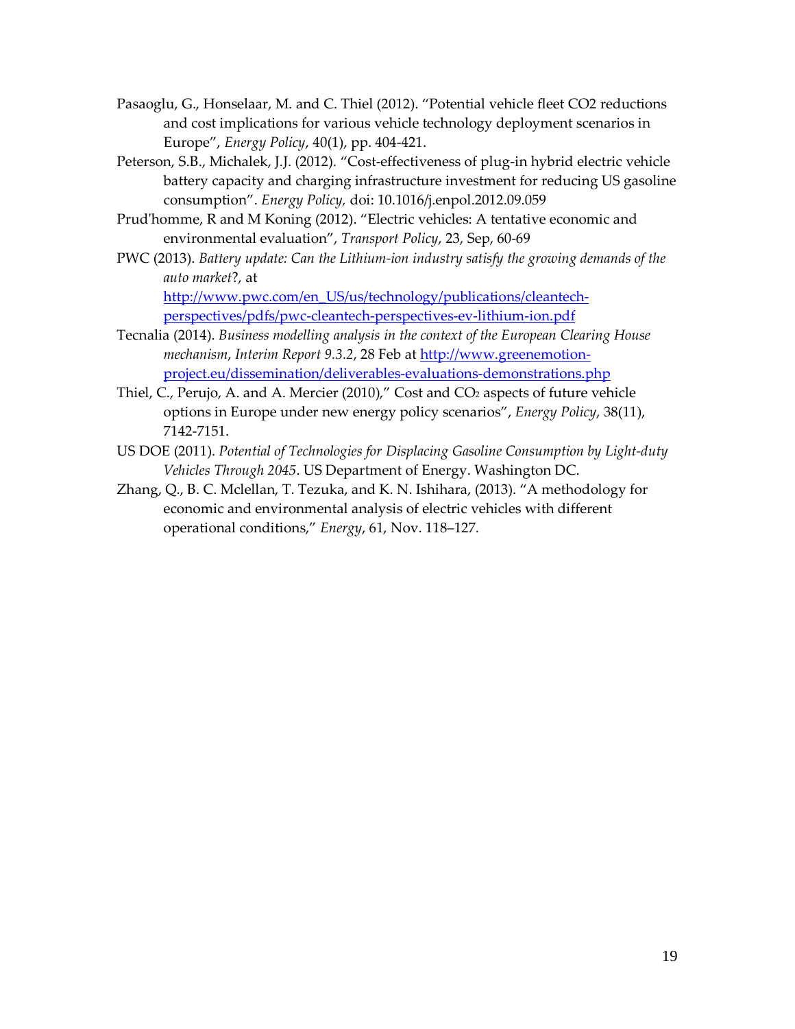Pasaoglu, G., Honselaar, M. and C. Thiel (2012). "Potential vehicle fleet CO2 reductions and cost implications for various vehicle technology deployment scenarios in Europe", *Energy Policy*, 40(1), pp. 404-421.

Peterson, S.B., Michalek, J.J. (2012). "Cost-effectiveness of plug-in hybrid electric vehicle battery capacity and charging infrastructure investment for reducing US gasoline consumption". *Energy Policy,* doi: 10.1016/j.enpol.2012.09.059

Prud'homme, R and M Koning (2012). "Electric vehicles: A tentative economic and environmental evaluation", *Transport Policy*, 23, Sep, 60-69

PWC (2013). *Battery update: Can the Lithium-ion industry satisfy the growing demands of the auto market*?, at http://www.pwc.com/en_US/us/technology/publications/cleantech-perspectives/pdfs/pwc-cleantech-perspectives-ev-lithium-ion.pdf

Tecnalia (2014). *Business modelling analysis in the context of the European Clearing House mechanism*, *Interim Report 9.3.2*, 28 Feb at http://www.greenemotion-project.eu/dissemination/deliverables-evaluations-demonstrations.php

Thiel, C., Perujo, A. and A. Mercier (2010)," Cost and $CO_2$ aspects of future vehicle options in Europe under new energy policy scenarios", *Energy Policy*, 38(11), 7142-7151.

US DOE (2011). *Potential of Technologies for Displacing Gasoline Consumption by Light-duty Vehicles Through 2045*. US Department of Energy. Washington DC.

Zhang, Q., B. C. Mclellan, T. Tezuka, and K. N. Ishihara, (2013). "A methodology for economic and environmental analysis of electric vehicles with different operational conditions," *Energy*, 61, Nov. 118–127.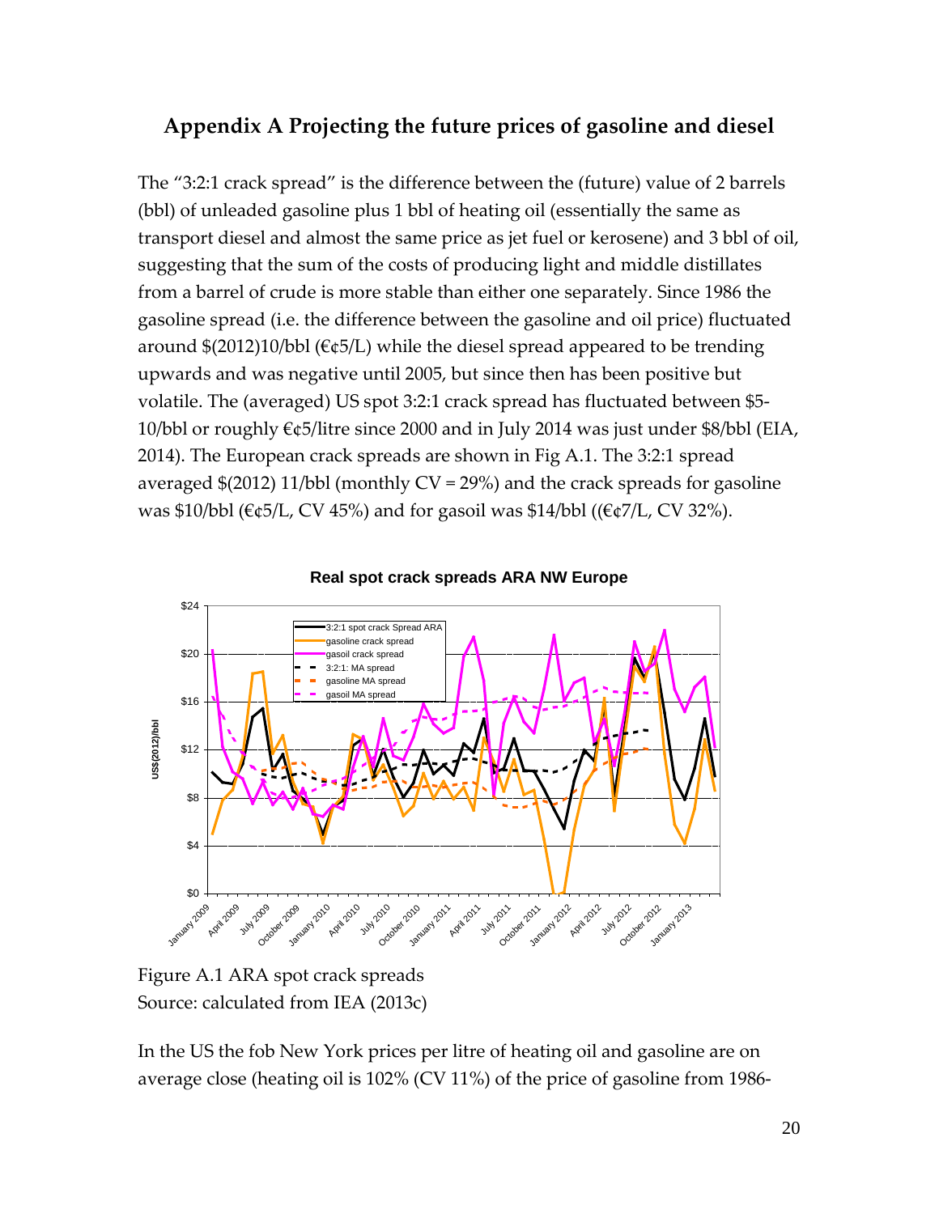## Appendix A Projecting the future prices of gasoline and diesel

The "3:2:1 crack spread" is the difference between the (future) value of 2 barrels (bbl) of unleaded gasoline plus 1 bbl of heating oil (essentially the same as transport diesel and almost the same price as jet fuel or kerosene) and 3 bbl of oil, suggesting that the sum of the costs of producing light and middle distillates from a barrel of crude is more stable than either one separately. Since 1986 the gasoline spread (i.e. the difference between the gasoline and oil price) fluctuated around $(2012)10/bbl (€¢5/L) while the diesel spread appeared to be trending upwards and was negative until 2005, but since then has been positive but volatile. The (averaged) US spot 3:2:1 crack spread has fluctuated between $5-10/bbl or roughly €¢5/litre since 2000 and in July 2014 was just under $8/bbl (EIA, 2014). The European crack spreads are shown in Fig A.1. The 3:2:1 spread averaged $(2012) 11/bbl (monthly CV = 29%) and the crack spreads for gasoline was $10/bbl (€¢5/L, CV 45%) and for gasoil was $14/bbl ((€¢7/L, CV 32%).

Figure A.1 ARA spot crack spreads
Source: calculated from IEA (2013c)

In the US the fob New York prices per litre of heating oil and gasoline are on average close (heating oil is 102% (CV 11%) of the price of gasoline from 1986-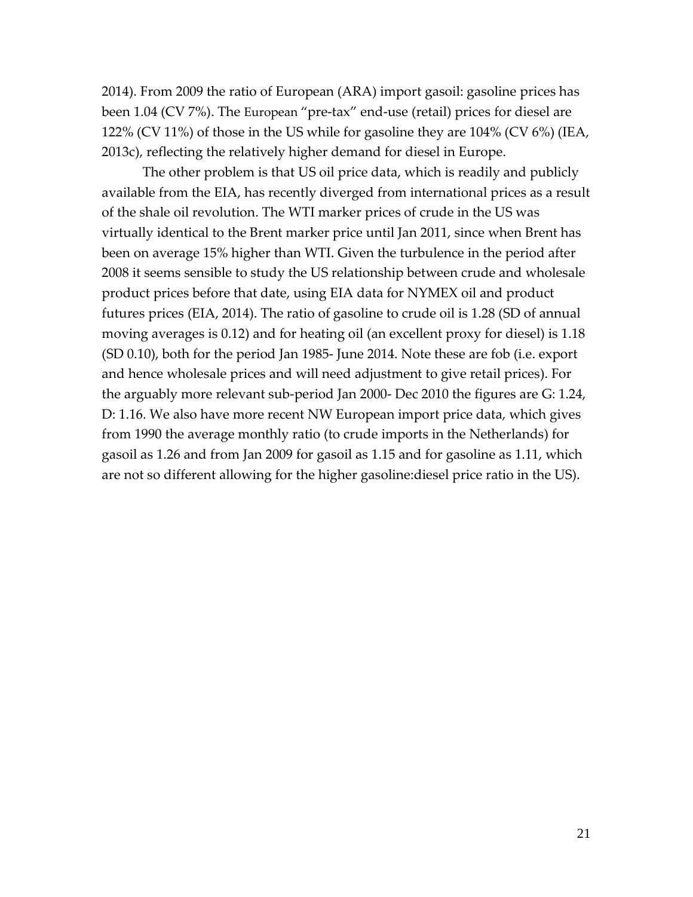2014). From 2009 the ratio of European (ARA) import gasoil: gasoline prices has been 1.04 (CV 7%). The European "pre-tax" end-use (retail) prices for diesel are 122% (CV 11%) of those in the US while for gasoline they are 104% (CV 6%) (IEA, 2013c), reflecting the relatively higher demand for diesel in Europe.

The other problem is that US oil price data, which is readily and publicly available from the EIA, has recently diverged from international prices as a result of the shale oil revolution. The WTI marker prices of crude in the US was virtually identical to the Brent marker price until Jan 2011, since when Brent has been on average 15% higher than WTI. Given the turbulence in the period after 2008 it seems sensible to study the US relationship between crude and wholesale product prices before that date, using EIA data for NYMEX oil and product futures prices (EIA, 2014). The ratio of gasoline to crude oil is 1.28 (SD of annual moving averages is 0.12) and for heating oil (an excellent proxy for diesel) is 1.18 (SD 0.10), both for the period Jan 1985- June 2014. Note these are fob (i.e. export and hence wholesale prices and will need adjustment to give retail prices). For the arguably more relevant sub-period Jan 2000- Dec 2010 the figures are G: 1.24, D: 1.16. We also have more recent NW European import price data, which gives from 1990 the average monthly ratio (to crude imports in the Netherlands) for gasoil as 1.26 and from Jan 2009 for gasoil as 1.15 and for gasoline as 1.11, which are not so different allowing for the higher gasoline:diesel price ratio in the US).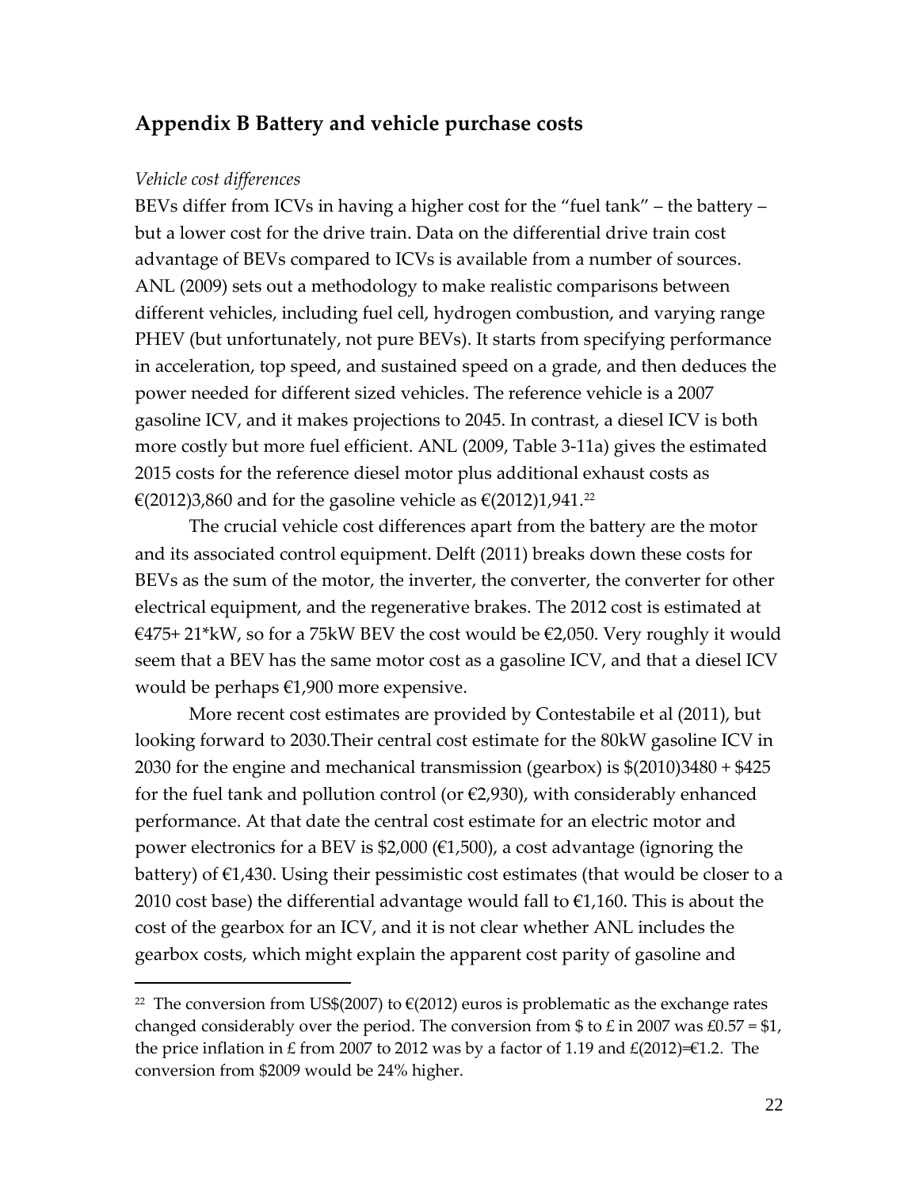## Appendix B Battery and vehicle purchase costs

*Vehicle cost differences*

BEVs differ from ICVs in having a higher cost for the "fuel tank" – the battery – but a lower cost for the drive train. Data on the differential drive train cost advantage of BEVs compared to ICVs is available from a number of sources. ANL (2009) sets out a methodology to make realistic comparisons between different vehicles, including fuel cell, hydrogen combustion, and varying range PHEV (but unfortunately, not pure BEVs). It starts from specifying performance in acceleration, top speed, and sustained speed on a grade, and then deduces the power needed for different sized vehicles. The reference vehicle is a 2007 gasoline ICV, and it makes projections to 2045. In contrast, a diesel ICV is both more costly but more fuel efficient. ANL (2009, Table 3-11a) gives the estimated 2015 costs for the reference diesel motor plus additional exhaust costs as €(2012)3,860 and for the gasoline vehicle as €(2012)1,941.[22]

The crucial vehicle cost differences apart from the battery are the motor and its associated control equipment. Delft (2011) breaks down these costs for BEVs as the sum of the motor, the inverter, the converter, the converter for other electrical equipment, and the regenerative brakes. The 2012 cost is estimated at €475+ 21*kW, so for a 75kW BEV the cost would be €2,050. Very roughly it would seem that a BEV has the same motor cost as a gasoline ICV, and that a diesel ICV would be perhaps €1,900 more expensive.

More recent cost estimates are provided by Contestabile et al (2011), but looking forward to 2030.Their central cost estimate for the 80kW gasoline ICV in 2030 for the engine and mechanical transmission (gearbox) is $(2010)3480 + $425 for the fuel tank and pollution control (or €2,930), with considerably enhanced performance. At that date the central cost estimate for an electric motor and power electronics for a BEV is $2,000 (€1,500), a cost advantage (ignoring the battery) of €1,430. Using their pessimistic cost estimates (that would be closer to a 2010 cost base) the differential advantage would fall to €1,160. This is about the cost of the gearbox for an ICV, and it is not clear whether ANL includes the gearbox costs, which might explain the apparent cost parity of gasoline and

[22] The conversion from US$(2007) to €(2012) euros is problematic as the exchange rates changed considerably over the period. The conversion from $ to £ in 2007 was £0.57 = $1, the price inflation in £ from 2007 to 2012 was by a factor of 1.19 and £(2012)=€1.2. The conversion from $2009 would be 24% higher.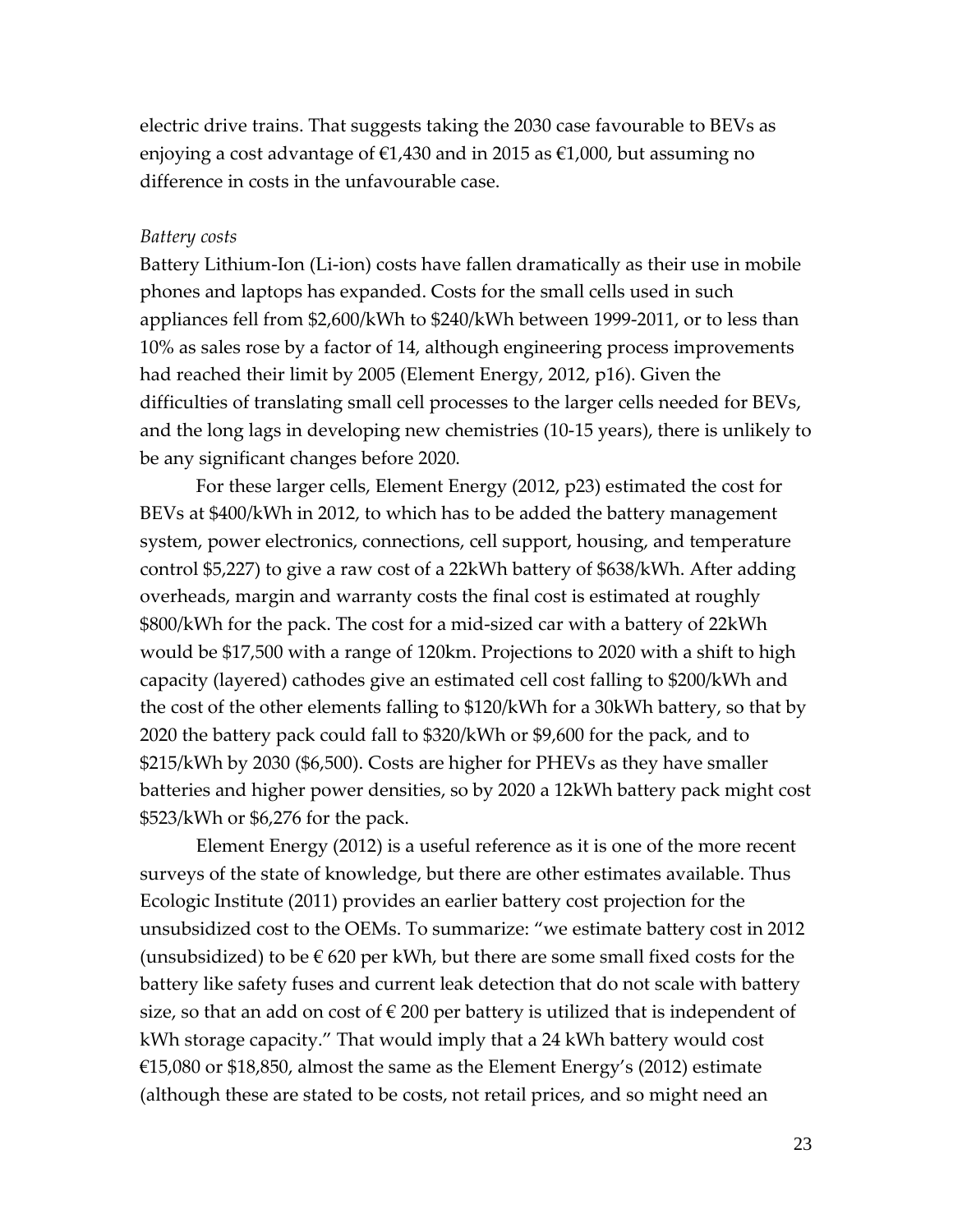electric drive trains. That suggests taking the 2030 case favourable to BEVs as enjoying a cost advantage of €1,430 and in 2015 as €1,000, but assuming no difference in costs in the unfavourable case.

*Battery costs*

Battery Lithium-Ion (Li-ion) costs have fallen dramatically as their use in mobile phones and laptops has expanded. Costs for the small cells used in such appliances fell from $2,600/kWh to $240/kWh between 1999-2011, or to less than 10% as sales rose by a factor of 14, although engineering process improvements had reached their limit by 2005 (Element Energy, 2012, p16). Given the difficulties of translating small cell processes to the larger cells needed for BEVs, and the long lags in developing new chemistries (10-15 years), there is unlikely to be any significant changes before 2020.

For these larger cells, Element Energy (2012, p23) estimated the cost for BEVs at $400/kWh in 2012, to which has to be added the battery management system, power electronics, connections, cell support, housing, and temperature control $5,227) to give a raw cost of a 22kWh battery of $638/kWh. After adding overheads, margin and warranty costs the final cost is estimated at roughly $800/kWh for the pack. The cost for a mid-sized car with a battery of 22kWh would be $17,500 with a range of 120km. Projections to 2020 with a shift to high capacity (layered) cathodes give an estimated cell cost falling to $200/kWh and the cost of the other elements falling to $120/kWh for a 30kWh battery, so that by 2020 the battery pack could fall to $320/kWh or $9,600 for the pack, and to $215/kWh by 2030 ($6,500). Costs are higher for PHEVs as they have smaller batteries and higher power densities, so by 2020 a 12kWh battery pack might cost $523/kWh or $6,276 for the pack.

Element Energy (2012) is a useful reference as it is one of the more recent surveys of the state of knowledge, but there are other estimates available. Thus Ecologic Institute (2011) provides an earlier battery cost projection for the unsubsidized cost to the OEMs. To summarize: "we estimate battery cost in 2012 (unsubsidized) to be € 620 per kWh, but there are some small fixed costs for the battery like safety fuses and current leak detection that do not scale with battery size, so that an add on cost of € 200 per battery is utilized that is independent of kWh storage capacity." That would imply that a 24 kWh battery would cost €15,080 or $18,850, almost the same as the Element Energy's (2012) estimate (although these are stated to be costs, not retail prices, and so might need an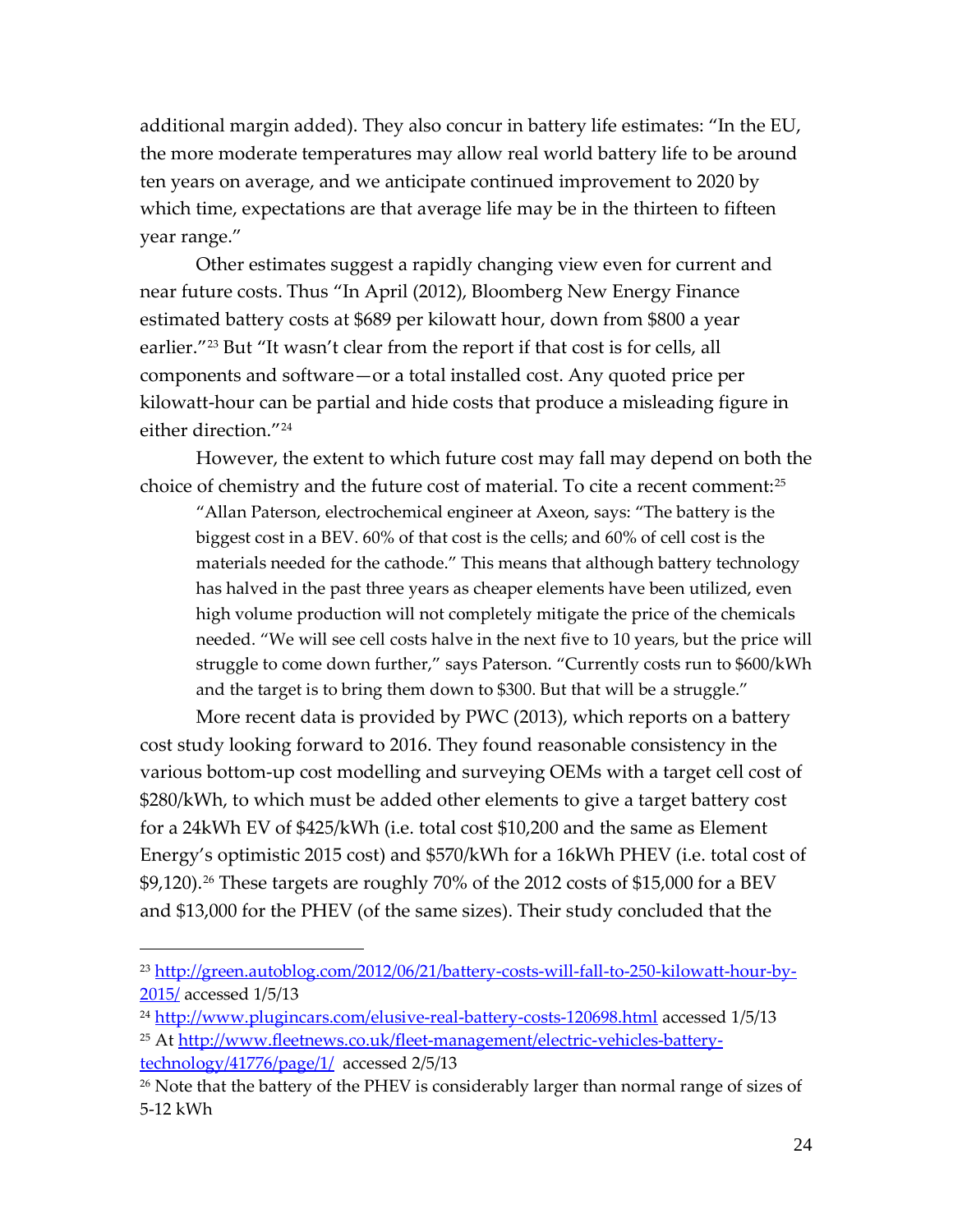additional margin added). They also concur in battery life estimates: "In the EU, the more moderate temperatures may allow real world battery life to be around ten years on average, and we anticipate continued improvement to 2020 by which time, expectations are that average life may be in the thirteen to fifteen year range."

Other estimates suggest a rapidly changing view even for current and near future costs. Thus "In April (2012), Bloomberg New Energy Finance estimated battery costs at $689 per kilowatt hour, down from $800 a year earlier."[23] But "It wasn't clear from the report if that cost is for cells, all components and software—or a total installed cost. Any quoted price per kilowatt-hour can be partial and hide costs that produce a misleading figure in either direction."[24]

However, the extent to which future cost may fall may depend on both the choice of chemistry and the future cost of material. To cite a recent comment:[25]

> "Allan Paterson, electrochemical engineer at Axeon, says: "The battery is the biggest cost in a BEV. 60% of that cost is the cells; and 60% of cell cost is the materials needed for the cathode." This means that although battery technology has halved in the past three years as cheaper elements have been utilized, even high volume production will not completely mitigate the price of the chemicals needed. "We will see cell costs halve in the next five to 10 years, but the price will struggle to come down further," says Paterson. "Currently costs run to $600/kWh and the target is to bring them down to $300. But that will be a struggle."

More recent data is provided by PWC (2013), which reports on a battery cost study looking forward to 2016. They found reasonable consistency in the various bottom-up cost modelling and surveying OEMs with a target cell cost of $280/kWh, to which must be added other elements to give a target battery cost for a 24kWh EV of $425/kWh (i.e. total cost $10,200 and the same as Element Energy's optimistic 2015 cost) and $570/kWh for a 16kWh PHEV (i.e. total cost of $9,120).[26] These targets are roughly 70% of the 2012 costs of $15,000 for a BEV and $13,000 for the PHEV (of the same sizes). Their study concluded that the

---

[23] http://green.autoblog.com/2012/06/21/battery-costs-will-fall-to-250-kilowatt-hour-by-2015/ accessed 1/5/13

[24] http://www.plugincars.com/elusive-real-battery-costs-120698.html accessed 1/5/13

[25] At http://www.fleetnews.co.uk/fleet-management/electric-vehicles-battery-technology/41776/page/1/ accessed 2/5/13

[26] Note that the battery of the PHEV is considerably larger than normal range of sizes of 5-12 kWh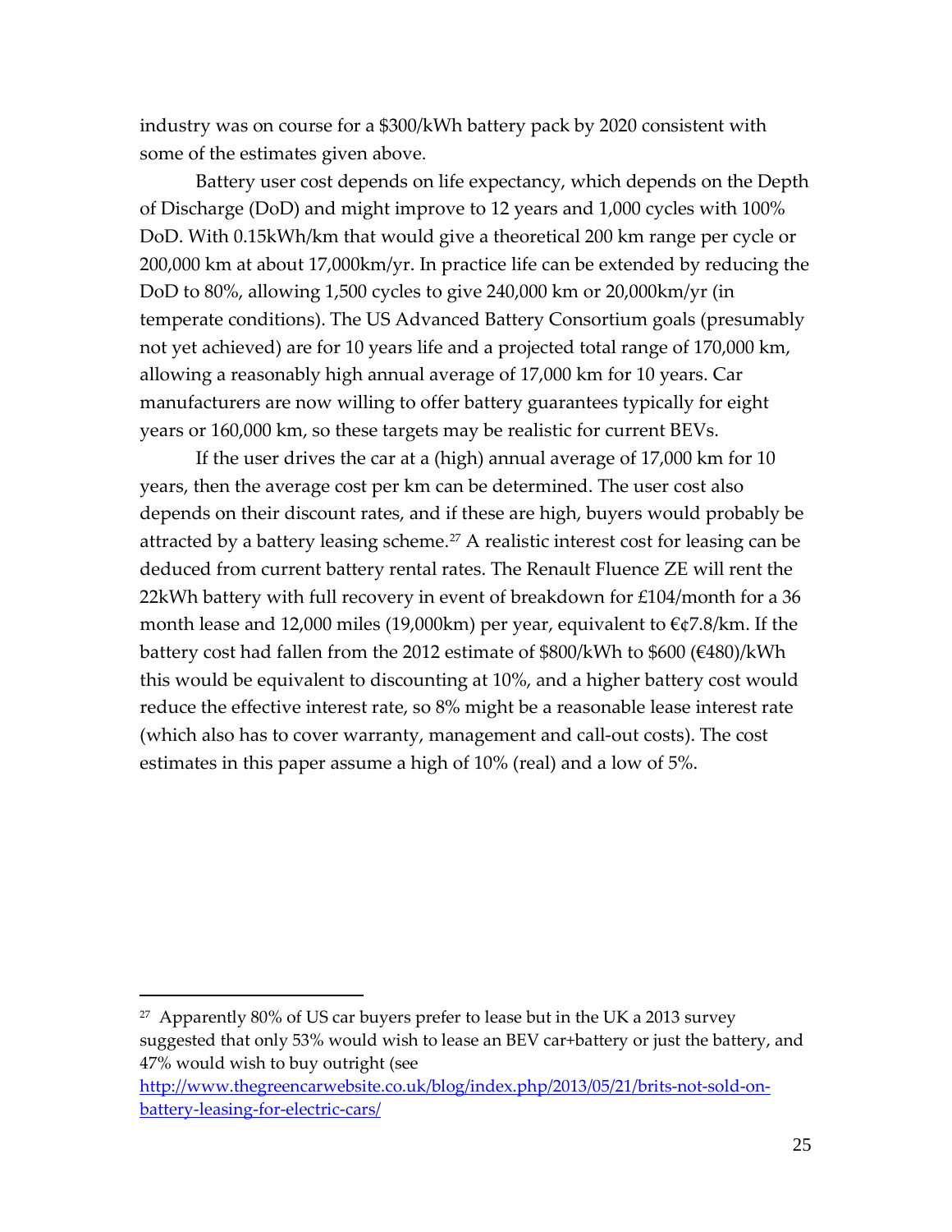industry was on course for a $300/kWh battery pack by 2020 consistent with some of the estimates given above.

Battery user cost depends on life expectancy, which depends on the Depth of Discharge (DoD) and might improve to 12 years and 1,000 cycles with 100% DoD. With 0.15kWh/km that would give a theoretical 200 km range per cycle or 200,000 km at about 17,000km/yr. In practice life can be extended by reducing the DoD to 80%, allowing 1,500 cycles to give 240,000 km or 20,000km/yr (in temperate conditions). The US Advanced Battery Consortium goals (presumably not yet achieved) are for 10 years life and a projected total range of 170,000 km, allowing a reasonably high annual average of 17,000 km for 10 years. Car manufacturers are now willing to offer battery guarantees typically for eight years or 160,000 km, so these targets may be realistic for current BEVs.

If the user drives the car at a (high) annual average of 17,000 km for 10 years, then the average cost per km can be determined. The user cost also depends on their discount rates, and if these are high, buyers would probably be attracted by a battery leasing scheme.[27] A realistic interest cost for leasing can be deduced from current battery rental rates. The Renault Fluence ZE will rent the 22kWh battery with full recovery in event of breakdown for £104/month for a 36 month lease and 12,000 miles (19,000km) per year, equivalent to €¢7.8/km. If the battery cost had fallen from the 2012 estimate of $800/kWh to $600 (€480)/kWh this would be equivalent to discounting at 10%, and a higher battery cost would reduce the effective interest rate, so 8% might be a reasonable lease interest rate (which also has to cover warranty, management and call-out costs). The cost estimates in this paper assume a high of 10% (real) and a low of 5%.

---

[27] Apparently 80% of US car buyers prefer to lease but in the UK a 2013 survey suggested that only 53% would wish to lease an BEV car+battery or just the battery, and 47% would wish to buy outright (see http://www.thegreencarwebsite.co.uk/blog/index.php/2013/05/21/brits-not-sold-on-battery-leasing-for-electric-cars/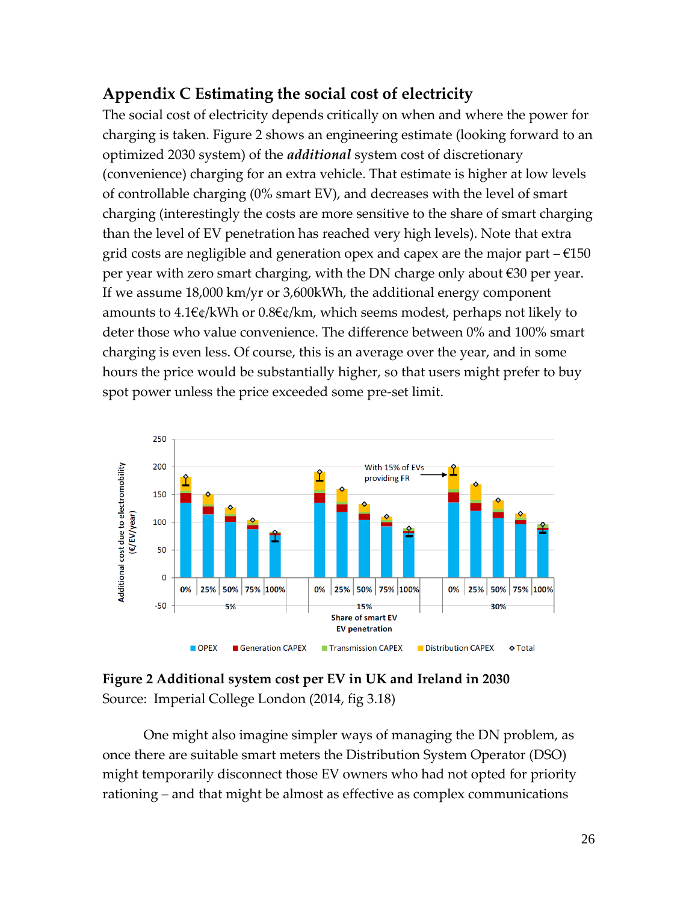## Appendix C Estimating the social cost of electricity

The social cost of electricity depends critically on when and where the power for charging is taken. Figure 2 shows an engineering estimate (looking forward to an optimized 2030 system) of the ***additional*** system cost of discretionary (convenience) charging for an extra vehicle. That estimate is higher at low levels of controllable charging (0% smart EV), and decreases with the level of smart charging (interestingly the costs are more sensitive to the share of smart charging than the level of EV penetration has reached very high levels). Note that extra grid costs are negligible and generation opex and capex are the major part – €150 per year with zero smart charging, with the DN charge only about €30 per year. If we assume 18,000 km/yr or 3,600kWh, the additional energy component amounts to 4.1€¢/kWh or 0.8€¢/km, which seems modest, perhaps not likely to deter those who value convenience. The difference between 0% and 100% smart charging is even less. Of course, this is an average over the year, and in some hours the price would be substantially higher, so that users might prefer to buy spot power unless the price exceeded some pre-set limit.

**Figure 2 Additional system cost per EV in UK and Ireland in 2030**
Source: Imperial College London (2014, fig 3.18)

One might also imagine simpler ways of managing the DN problem, as once there are suitable smart meters the Distribution System Operator (DSO) might temporarily disconnect those EV owners who had not opted for priority rationing – and that might be almost as effective as complex communications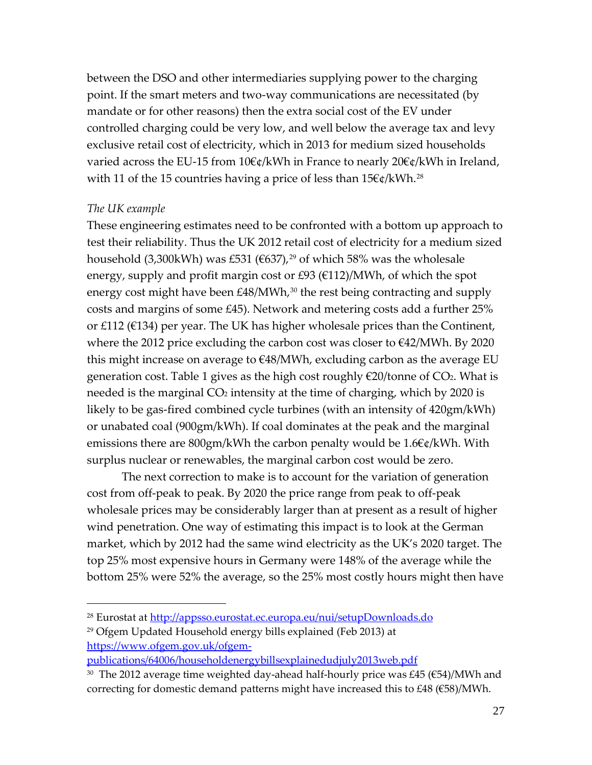between the DSO and other intermediaries supplying power to the charging point. If the smart meters and two-way communications are necessitated (by mandate or for other reasons) then the extra social cost of the EV under controlled charging could be very low, and well below the average tax and levy exclusive retail cost of electricity, which in 2013 for medium sized households varied across the EU-15 from 10€¢/kWh in France to nearly 20€¢/kWh in Ireland, with 11 of the 15 countries having a price of less than 15€¢/kWh.[28]

*The UK example*

These engineering estimates need to be confronted with a bottom up approach to test their reliability. Thus the UK 2012 retail cost of electricity for a medium sized household (3,300kWh) was £531 (€637),[29] of which 58% was the wholesale energy, supply and profit margin cost or £93 (€112)/MWh, of which the spot energy cost might have been £48/MWh,[30] the rest being contracting and supply costs and margins of some £45). Network and metering costs add a further 25% or £112 (€134) per year. The UK has higher wholesale prices than the Continent, where the 2012 price excluding the carbon cost was closer to €42/MWh. By 2020 this might increase on average to €48/MWh, excluding carbon as the average EU generation cost. Table 1 gives as the high cost roughly €20/tonne of $CO_2$. What is needed is the marginal $CO_2$ intensity at the time of charging, which by 2020 is likely to be gas-fired combined cycle turbines (with an intensity of 420gm/kWh) or unabated coal (900gm/kWh). If coal dominates at the peak and the marginal emissions there are 800gm/kWh the carbon penalty would be 1.6€¢/kWh. With surplus nuclear or renewables, the marginal carbon cost would be zero.

The next correction to make is to account for the variation of generation cost from off-peak to peak. By 2020 the price range from peak to off-peak wholesale prices may be considerably larger than at present as a result of higher wind penetration. One way of estimating this impact is to look at the German market, which by 2012 had the same wind electricity as the UK's 2020 target. The top 25% most expensive hours in Germany were 148% of the average while the bottom 25% were 52% the average, so the 25% most costly hours might then have

---

[28] Eurostat at http://appsso.eurostat.ec.europa.eu/nui/setupDownloads.do

[29] Ofgem Updated Household energy bills explained (Feb 2013) at https://www.ofgem.gov.uk/ofgem-publications/64006/householdenergybillsexplainedudjuly2013web.pdf

[30] The 2012 average time weighted day-ahead half-hourly price was £45 (€54)/MWh and correcting for domestic demand patterns might have increased this to £48 (€58)/MWh.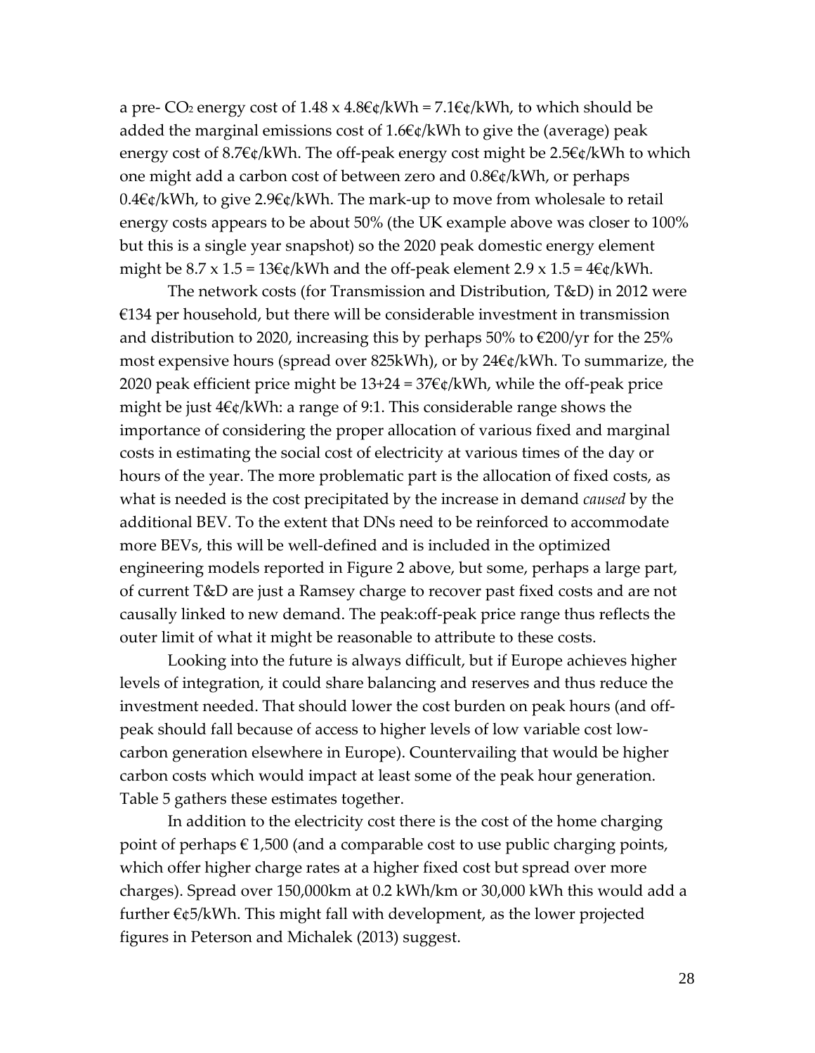a pre- $CO_2$ energy cost of 1.48 x 4.8€¢/kWh = 7.1€¢/kWh, to which should be added the marginal emissions cost of 1.6€¢/kWh to give the (average) peak energy cost of 8.7€¢/kWh. The off-peak energy cost might be 2.5€¢/kWh to which one might add a carbon cost of between zero and 0.8€¢/kWh, or perhaps 0.4€¢/kWh, to give 2.9€¢/kWh. The mark-up to move from wholesale to retail energy costs appears to be about 50% (the UK example above was closer to 100% but this is a single year snapshot) so the 2020 peak domestic energy element might be 8.7 x 1.5 = 13€¢/kWh and the off-peak element 2.9 x 1.5 = 4€¢/kWh.

The network costs (for Transmission and Distribution, T&D) in 2012 were €134 per household, but there will be considerable investment in transmission and distribution to 2020, increasing this by perhaps 50% to €200/yr for the 25% most expensive hours (spread over 825kWh), or by 24€¢/kWh. To summarize, the 2020 peak efficient price might be 13+24 = 37€¢/kWh, while the off-peak price might be just 4€¢/kWh: a range of 9:1. This considerable range shows the importance of considering the proper allocation of various fixed and marginal costs in estimating the social cost of electricity at various times of the day or hours of the year. The more problematic part is the allocation of fixed costs, as what is needed is the cost precipitated by the increase in demand *caused* by the additional BEV. To the extent that DNs need to be reinforced to accommodate more BEVs, this will be well-defined and is included in the optimized engineering models reported in Figure 2 above, but some, perhaps a large part, of current T&D are just a Ramsey charge to recover past fixed costs and are not causally linked to new demand. The peak:off-peak price range thus reflects the outer limit of what it might be reasonable to attribute to these costs.

Looking into the future is always difficult, but if Europe achieves higher levels of integration, it could share balancing and reserves and thus reduce the investment needed. That should lower the cost burden on peak hours (and off-peak should fall because of access to higher levels of low variable cost low-carbon generation elsewhere in Europe). Countervailing that would be higher carbon costs which would impact at least some of the peak hour generation. Table 5 gathers these estimates together.

In addition to the electricity cost there is the cost of the home charging point of perhaps € 1,500 (and a comparable cost to use public charging points, which offer higher charge rates at a higher fixed cost but spread over more charges). Spread over 150,000km at 0.2 kWh/km or 30,000 kWh this would add a further €¢5/kWh. This might fall with development, as the lower projected figures in Peterson and Michalek (2013) suggest.